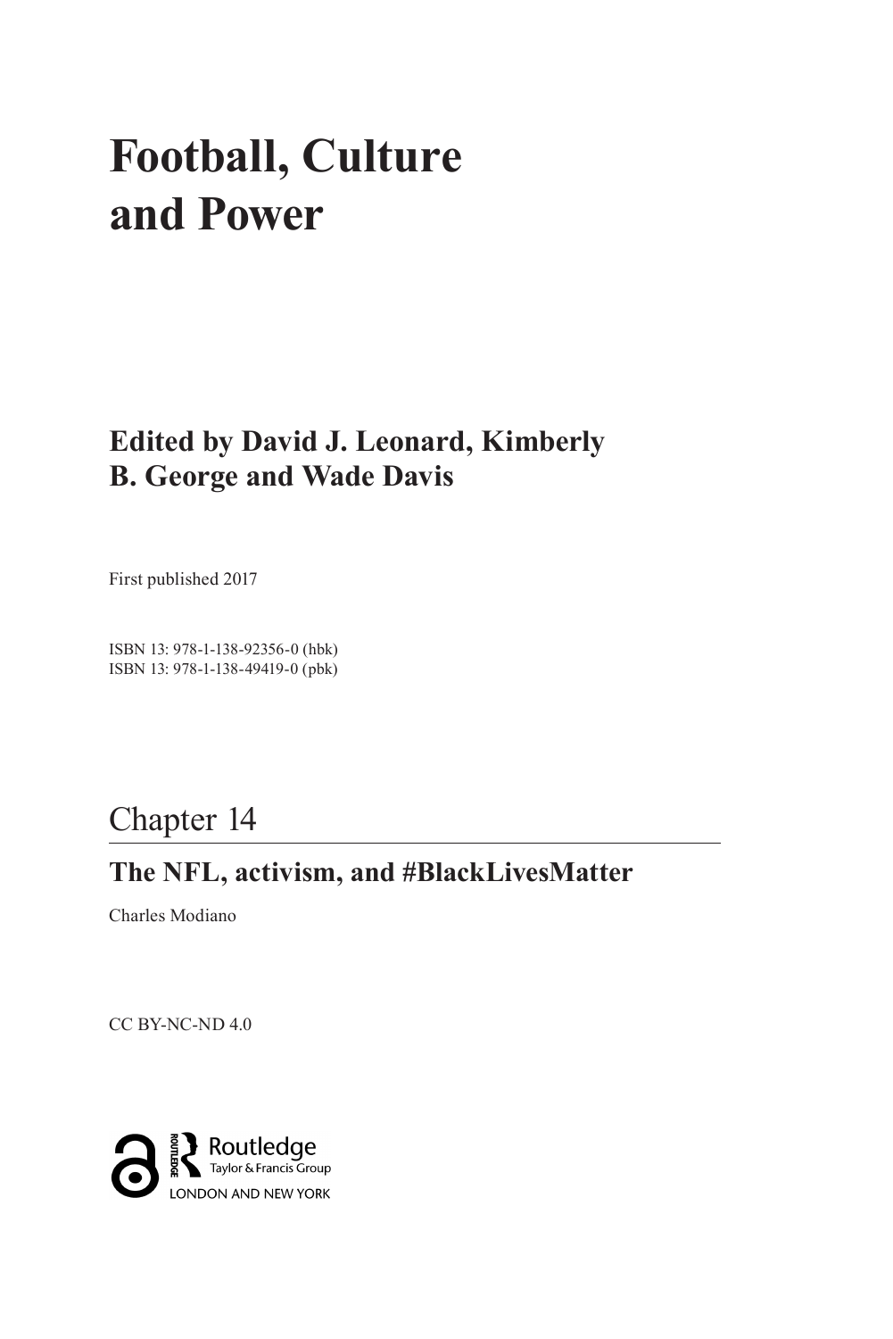# Football, Culture and Power

## Edited by David J. Leonard, Kimberly B. George and Wade Davis

First published 2017

ISBN 13: 978-1-138-92356-0 (hbk)
ISBN 13: 978-1-138-49419-0 (pbk)

## Chapter 14

### The NFL, activism, and #BlackLivesMatter

Charles Modiano

CC BY-NC-ND 4.0

Routledge
Taylor & Francis Group
LONDON AND NEW YORK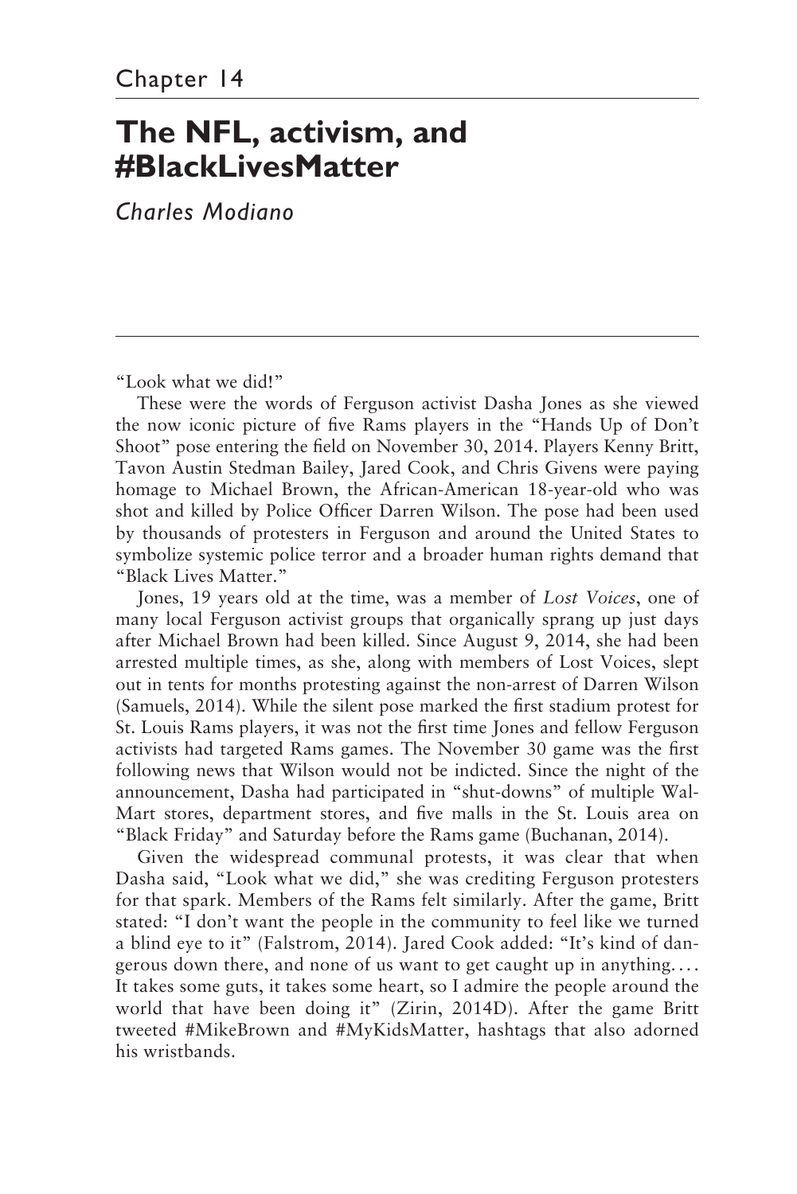Chapter 14

# The NFL, activism, and #BlackLivesMatter

*Charles Modiano*

"Look what we did!"

These were the words of Ferguson activist Dasha Jones as she viewed the now iconic picture of five Rams players in the "Hands Up of Don't Shoot" pose entering the field on November 30, 2014. Players Kenny Britt, Tavon Austin Stedman Bailey, Jared Cook, and Chris Givens were paying homage to Michael Brown, the African-American 18-year-old who was shot and killed by Police Officer Darren Wilson. The pose had been used by thousands of protesters in Ferguson and around the United States to symbolize systemic police terror and a broader human rights demand that "Black Lives Matter."

Jones, 19 years old at the time, was a member of *Lost Voices*, one of many local Ferguson activist groups that organically sprang up just days after Michael Brown had been killed. Since August 9, 2014, she had been arrested multiple times, as she, along with members of Lost Voices, slept out in tents for months protesting against the non-arrest of Darren Wilson (Samuels, 2014). While the silent pose marked the first stadium protest for St. Louis Rams players, it was not the first time Jones and fellow Ferguson activists had targeted Rams games. The November 30 game was the first following news that Wilson would not be indicted. Since the night of the announcement, Dasha had participated in "shut-downs" of multiple Wal-Mart stores, department stores, and five malls in the St. Louis area on "Black Friday" and Saturday before the Rams game (Buchanan, 2014).

Given the widespread communal protests, it was clear that when Dasha said, "Look what we did," she was crediting Ferguson protesters for that spark. Members of the Rams felt similarly. After the game, Britt stated: "I don't want the people in the community to feel like we turned a blind eye to it" (Falstrom, 2014). Jared Cook added: "It's kind of dangerous down there, and none of us want to get caught up in anything. . . . It takes some guts, it takes some heart, so I admire the people around the world that have been doing it" (Zirin, 2014D). After the game Britt tweeted #MikeBrown and #MyKidsMatter, hashtags that also adorned his wristbands.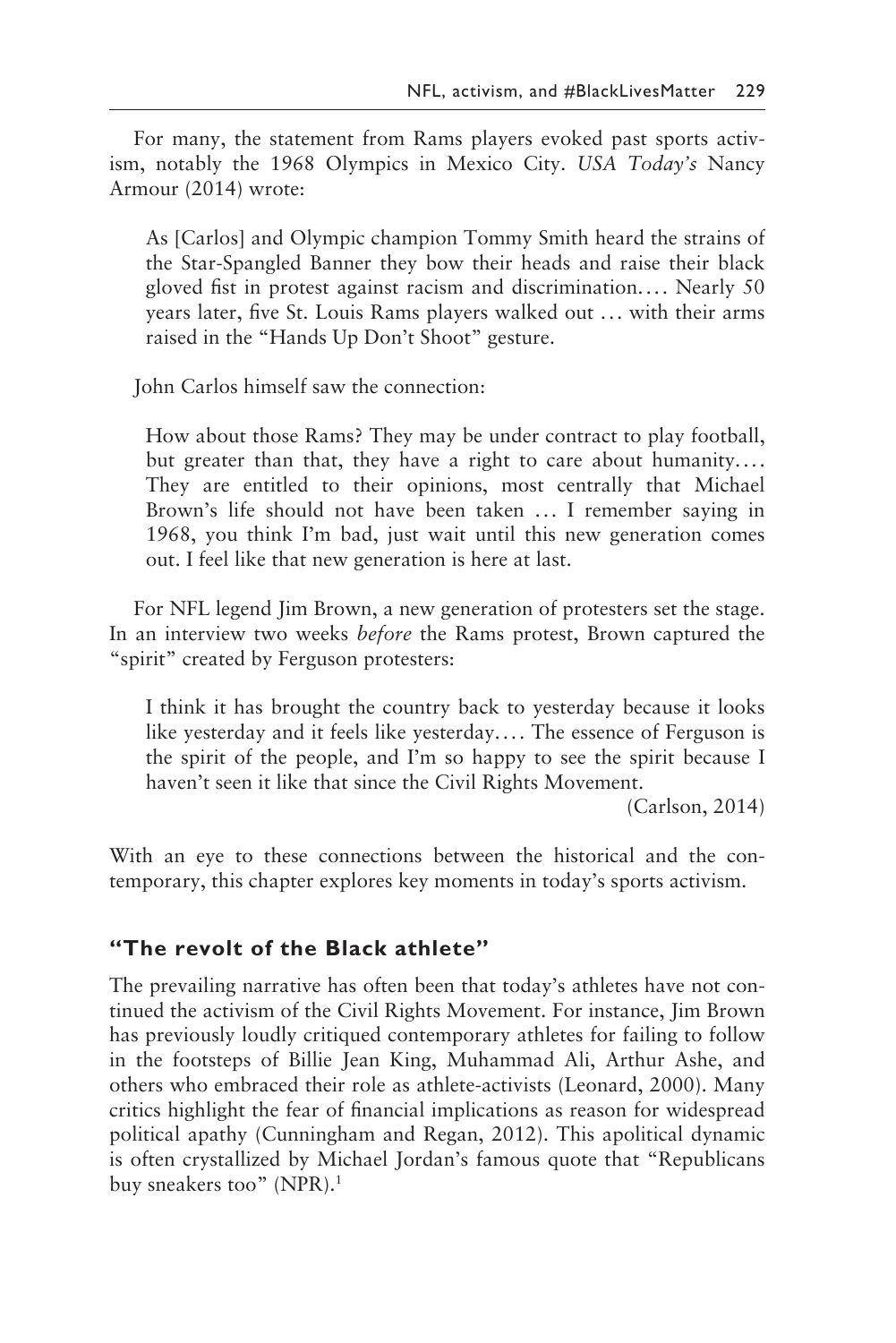For many, the statement from Rams players evoked past sports activism, notably the 1968 Olympics in Mexico City. *USA Today's* Nancy Armour (2014) wrote:

> As [Carlos] and Olympic champion Tommy Smith heard the strains of the Star-Spangled Banner they bow their heads and raise their black gloved fist in protest against racism and discrimination.... Nearly 50 years later, five St. Louis Rams players walked out ... with their arms raised in the "Hands Up Don't Shoot" gesture.

John Carlos himself saw the connection:

> How about those Rams? They may be under contract to play football, but greater than that, they have a right to care about humanity.... They are entitled to their opinions, most centrally that Michael Brown's life should not have been taken ... I remember saying in 1968, you think I'm bad, just wait until this new generation comes out. I feel like that new generation is here at last.

For NFL legend Jim Brown, a new generation of protesters set the stage. In an interview two weeks *before* the Rams protest, Brown captured the "spirit" created by Ferguson protesters:

> I think it has brought the country back to yesterday because it looks like yesterday and it feels like yesterday.... The essence of Ferguson is the spirit of the people, and I'm so happy to see the spirit because I haven't seen it like that since the Civil Rights Movement.
>
> (Carlson, 2014)

With an eye to these connections between the historical and the contemporary, this chapter explores key moments in today's sports activism.

## "The revolt of the Black athlete"

The prevailing narrative has often been that today's athletes have not continued the activism of the Civil Rights Movement. For instance, Jim Brown has previously loudly critiqued contemporary athletes for failing to follow in the footsteps of Billie Jean King, Muhammad Ali, Arthur Ashe, and others who embraced their role as athlete-activists (Leonard, 2000). Many critics highlight the fear of financial implications as reason for widespread political apathy (Cunningham and Regan, 2012). This apolitical dynamic is often crystallized by Michael Jordan's famous quote that "Republicans buy sneakers too" (NPR).[1]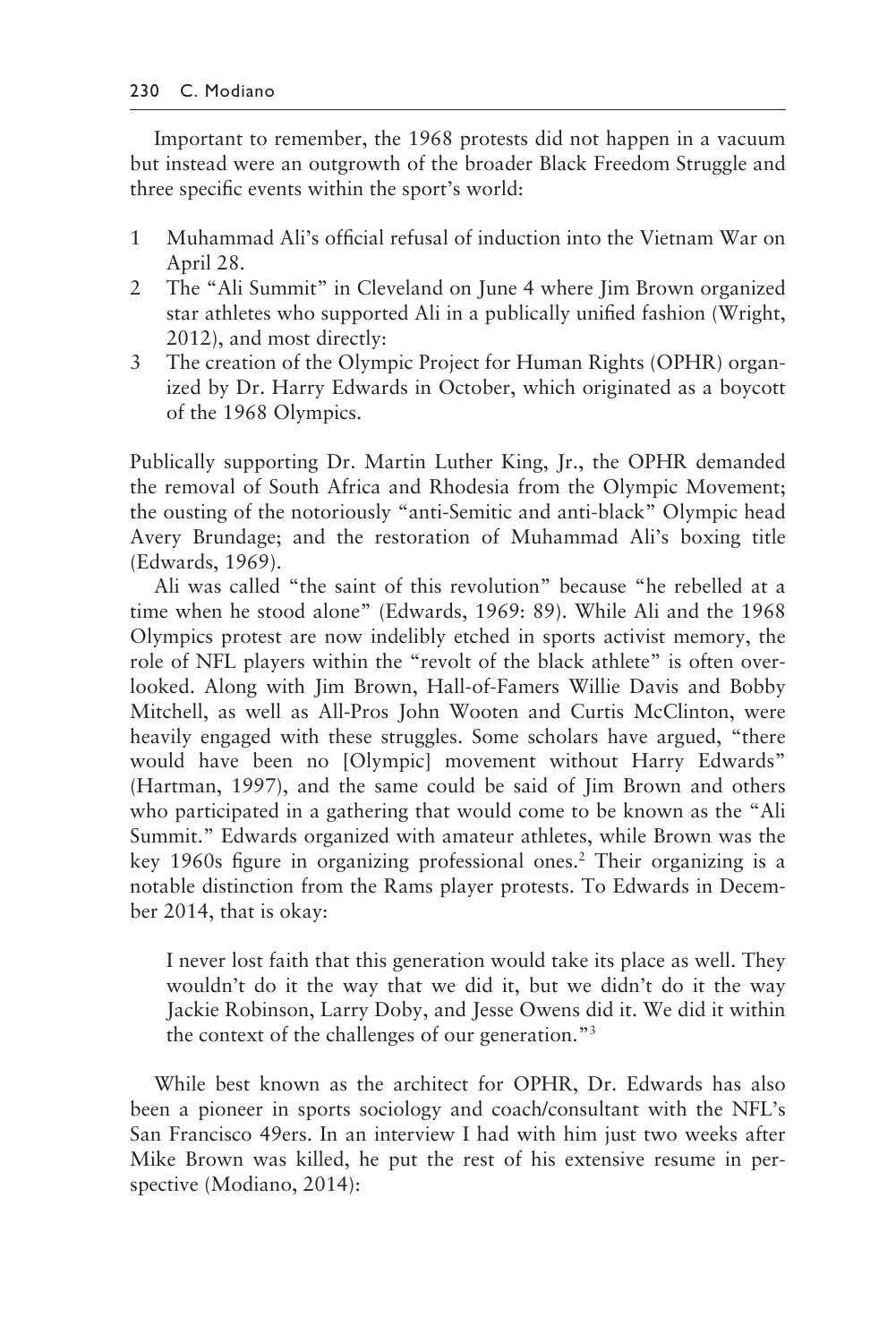Important to remember, the 1968 protests did not happen in a vacuum but instead were an outgrowth of the broader Black Freedom Struggle and three specific events within the sport's world:

1. Muhammad Ali's official refusal of induction into the Vietnam War on April 28.
2. The "Ali Summit" in Cleveland on June 4 where Jim Brown organized star athletes who supported Ali in a publically unified fashion (Wright, 2012), and most directly:
3. The creation of the Olympic Project for Human Rights (OPHR) organized by Dr. Harry Edwards in October, which originated as a boycott of the 1968 Olympics.

Publically supporting Dr. Martin Luther King, Jr., the OPHR demanded the removal of South Africa and Rhodesia from the Olympic Movement; the ousting of the notoriously "anti-Semitic and anti-black" Olympic head Avery Brundage; and the restoration of Muhammad Ali's boxing title (Edwards, 1969).

Ali was called "the saint of this revolution" because "he rebelled at a time when he stood alone" (Edwards, 1969: 89). While Ali and the 1968 Olympics protest are now indelibly etched in sports activist memory, the role of NFL players within the "revolt of the black athlete" is often overlooked. Along with Jim Brown, Hall-of-Famers Willie Davis and Bobby Mitchell, as well as All-Pros John Wooten and Curtis McClinton, were heavily engaged with these struggles. Some scholars have argued, "there would have been no [Olympic] movement without Harry Edwards" (Hartman, 1997), and the same could be said of Jim Brown and others who participated in a gathering that would come to be known as the "Ali Summit." Edwards organized with amateur athletes, while Brown was the key 1960s figure in organizing professional ones.[2] Their organizing is a notable distinction from the Rams player protests. To Edwards in December 2014, that is okay:

> I never lost faith that this generation would take its place as well. They wouldn't do it the way that we did it, but we didn't do it the way Jackie Robinson, Larry Doby, and Jesse Owens did it. We did it within the context of the challenges of our generation."[3]

While best known as the architect for OPHR, Dr. Edwards has also been a pioneer in sports sociology and coach/consultant with the NFL's San Francisco 49ers. In an interview I had with him just two weeks after Mike Brown was killed, he put the rest of his extensive resume in perspective (Modiano, 2014):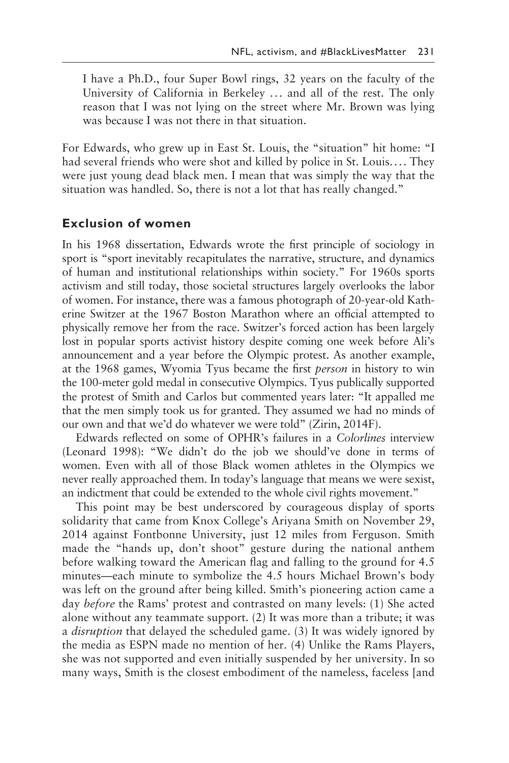> I have a Ph.D., four Super Bowl rings, 32 years on the faculty of the University of California in Berkeley … and all of the rest. The only reason that I was not lying on the street where Mr. Brown was lying was because I was not there in that situation.

For Edwards, who grew up in East St. Louis, the "situation" hit home: "I had several friends who were shot and killed by police in St. Louis.… They were just young dead black men. I mean that was simply the way that the situation was handled. So, there is not a lot that has really changed."

## Exclusion of women

In his 1968 dissertation, Edwards wrote the first principle of sociology in sport is "sport inevitably recapitulates the narrative, structure, and dynamics of human and institutional relationships within society." For 1960s sports activism and still today, those societal structures largely overlooks the labor of women. For instance, there was a famous photograph of 20-year-old Katherine Switzer at the 1967 Boston Marathon where an official attempted to physically remove her from the race. Switzer's forced action has been largely lost in popular sports activist history despite coming one week before Ali's announcement and a year before the Olympic protest. As another example, at the 1968 games, Wyomia Tyus became the first *person* in history to win the 100-meter gold medal in consecutive Olympics. Tyus publically supported the protest of Smith and Carlos but commented years later: "It appalled me that the men simply took us for granted. They assumed we had no minds of our own and that we'd do whatever we were told" (Zirin, 2014F).

Edwards reflected on some of OPHR's failures in a *Colorlines* interview (Leonard 1998): "We didn't do the job we should've done in terms of women. Even with all of those Black women athletes in the Olympics we never really approached them. In today's language that means we were sexist, an indictment that could be extended to the whole civil rights movement."

This point may be best underscored by courageous display of sports solidarity that came from Knox College's Ariyana Smith on November 29, 2014 against Fontbonne University, just 12 miles from Ferguson. Smith made the "hands up, don't shoot" gesture during the national anthem before walking toward the American flag and falling to the ground for 4.5 minutes—each minute to symbolize the 4.5 hours Michael Brown's body was left on the ground after being killed. Smith's pioneering action came a day *before* the Rams' protest and contrasted on many levels: (1) She acted alone without any teammate support. (2) It was more than a tribute; it was a *disruption* that delayed the scheduled game. (3) It was widely ignored by the media as ESPN made no mention of her. (4) Unlike the Rams Players, she was not supported and even initially suspended by her university. In so many ways, Smith is the closest embodiment of the nameless, faceless [and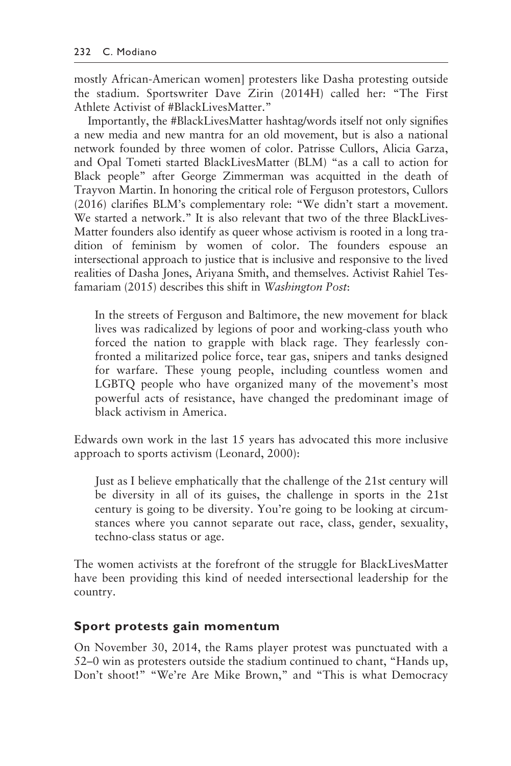mostly African-American women] protesters like Dasha protesting outside the stadium. Sportswriter Dave Zirin (2014H) called her: "The First Athlete Activist of #BlackLivesMatter."

Importantly, the #BlackLivesMatter hashtag/words itself not only signifies a new media and new mantra for an old movement, but is also a national network founded by three women of color. Patrisse Cullors, Alicia Garza, and Opal Tometi started BlackLivesMatter (BLM) "as a call to action for Black people" after George Zimmerman was acquitted in the death of Trayvon Martin. In honoring the critical role of Ferguson protestors, Cullors (2016) clarifies BLM's complementary role: "We didn't start a movement. We started a network." It is also relevant that two of the three BlackLivesMatter founders also identify as queer whose activism is rooted in a long tradition of feminism by women of color. The founders espouse an intersectional approach to justice that is inclusive and responsive to the lived realities of Dasha Jones, Ariyana Smith, and themselves. Activist Rahiel Tesfamariam (2015) describes this shift in *Washington Post*:

> In the streets of Ferguson and Baltimore, the new movement for black lives was radicalized by legions of poor and working-class youth who forced the nation to grapple with black rage. They fearlessly confronted a militarized police force, tear gas, snipers and tanks designed for warfare. These young people, including countless women and LGBTQ people who have organized many of the movement's most powerful acts of resistance, have changed the predominant image of black activism in America.

Edwards own work in the last 15 years has advocated this more inclusive approach to sports activism (Leonard, 2000):

> Just as I believe emphatically that the challenge of the 21st century will be diversity in all of its guises, the challenge in sports in the 21st century is going to be diversity. You're going to be looking at circumstances where you cannot separate out race, class, gender, sexuality, techno-class status or age.

The women activists at the forefront of the struggle for BlackLivesMatter have been providing this kind of needed intersectional leadership for the country.

## Sport protests gain momentum

On November 30, 2014, the Rams player protest was punctuated with a 52–0 win as protesters outside the stadium continued to chant, "Hands up, Don't shoot!" "We're Are Mike Brown," and "This is what Democracy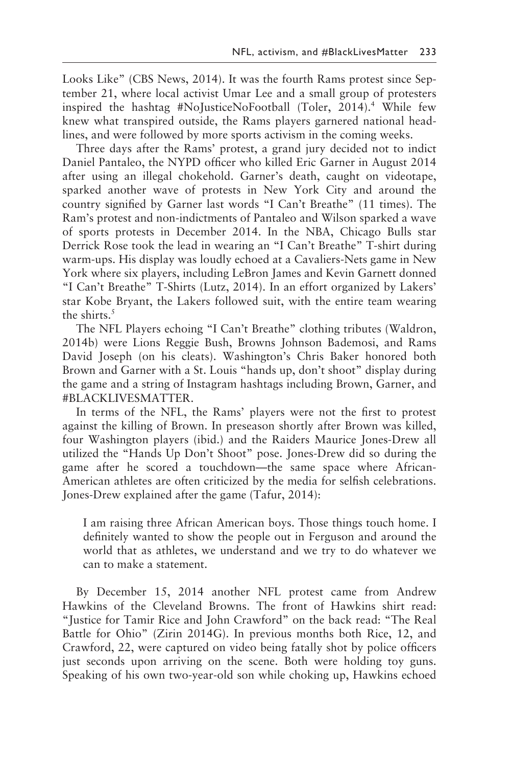Looks Like" (CBS News, 2014). It was the fourth Rams protest since September 21, where local activist Umar Lee and a small group of protesters inspired the hashtag #NoJusticeNoFootball (Toler, 2014).[4] While few knew what transpired outside, the Rams players garnered national headlines, and were followed by more sports activism in the coming weeks.

Three days after the Rams' protest, a grand jury decided not to indict Daniel Pantaleo, the NYPD officer who killed Eric Garner in August 2014 after using an illegal chokehold. Garner's death, caught on videotape, sparked another wave of protests in New York City and around the country signified by Garner last words "I Can't Breathe" (11 times). The Ram's protest and non-indictments of Pantaleo and Wilson sparked a wave of sports protests in December 2014. In the NBA, Chicago Bulls star Derrick Rose took the lead in wearing an "I Can't Breathe" T-shirt during warm-ups. His display was loudly echoed at a Cavaliers-Nets game in New York where six players, including LeBron James and Kevin Garnett donned "I Can't Breathe" T-Shirts (Lutz, 2014). In an effort organized by Lakers' star Kobe Bryant, the Lakers followed suit, with the entire team wearing the shirts.[5]

The NFL Players echoing "I Can't Breathe" clothing tributes (Waldron, 2014b) were Lions Reggie Bush, Browns Johnson Bademosi, and Rams David Joseph (on his cleats). Washington's Chris Baker honored both Brown and Garner with a St. Louis "hands up, don't shoot" display during the game and a string of Instagram hashtags including Brown, Garner, and #BLACKLIVESMATTER.

In terms of the NFL, the Rams' players were not the first to protest against the killing of Brown. In preseason shortly after Brown was killed, four Washington players (ibid.) and the Raiders Maurice Jones-Drew all utilized the "Hands Up Don't Shoot" pose. Jones-Drew did so during the game after he scored a touchdown—the same space where African-American athletes are often criticized by the media for selfish celebrations. Jones-Drew explained after the game (Tafur, 2014):

> I am raising three African American boys. Those things touch home. I definitely wanted to show the people out in Ferguson and around the world that as athletes, we understand and we try to do whatever we can to make a statement.

By December 15, 2014 another NFL protest came from Andrew Hawkins of the Cleveland Browns. The front of Hawkins shirt read: "Justice for Tamir Rice and John Crawford" on the back read: "The Real Battle for Ohio" (Zirin 2014G). In previous months both Rice, 12, and Crawford, 22, were captured on video being fatally shot by police officers just seconds upon arriving on the scene. Both were holding toy guns. Speaking of his own two-year-old son while choking up, Hawkins echoed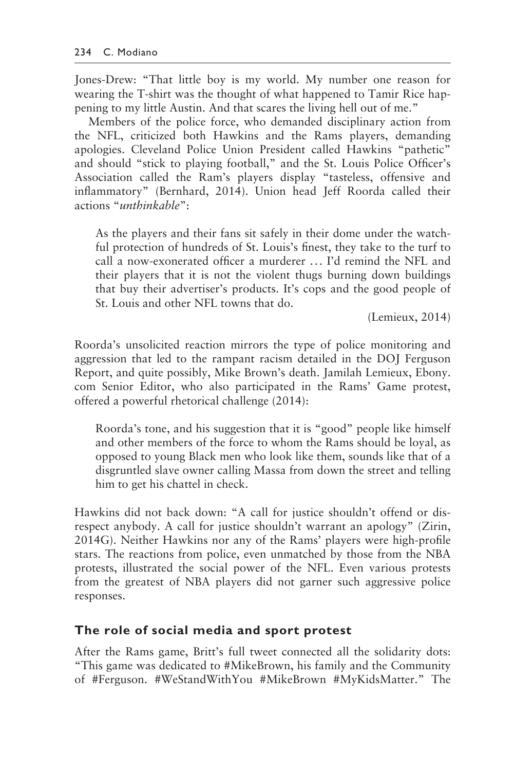Jones-Drew: "That little boy is my world. My number one reason for wearing the T-shirt was the thought of what happened to Tamir Rice happening to my little Austin. And that scares the living hell out of me."

Members of the police force, who demanded disciplinary action from the NFL, criticized both Hawkins and the Rams players, demanding apologies. Cleveland Police Union President called Hawkins "pathetic" and should "stick to playing football," and the St. Louis Police Officer's Association called the Ram's players display "tasteless, offensive and inflammatory" (Bernhard, 2014). Union head Jeff Roorda called their actions "*unthinkable*":

> As the players and their fans sit safely in their dome under the watchful protection of hundreds of St. Louis's finest, they take to the turf to call a now-exonerated officer a murderer … I'd remind the NFL and their players that it is not the violent thugs burning down buildings that buy their advertiser's products. It's cops and the good people of St. Louis and other NFL towns that do.
>
> (Lemieux, 2014)

Roorda's unsolicited reaction mirrors the type of police monitoring and aggression that led to the rampant racism detailed in the DOJ Ferguson Report, and quite possibly, Mike Brown's death. Jamilah Lemieux, Ebony.com Senior Editor, who also participated in the Rams' Game protest, offered a powerful rhetorical challenge (2014):

> Roorda's tone, and his suggestion that it is "good" people like himself and other members of the force to whom the Rams should be loyal, as opposed to young Black men who look like them, sounds like that of a disgruntled slave owner calling Massa from down the street and telling him to get his chattel in check.

Hawkins did not back down: "A call for justice shouldn't offend or disrespect anybody. A call for justice shouldn't warrant an apology" (Zirin, 2014G). Neither Hawkins nor any of the Rams' players were high-profile stars. The reactions from police, even unmatched by those from the NBA protests, illustrated the social power of the NFL. Even various protests from the greatest of NBA players did not garner such aggressive police responses.

## The role of social media and sport protest

After the Rams game, Britt's full tweet connected all the solidarity dots: "This game was dedicated to #MikeBrown, his family and the Community of #Ferguson. #WeStandWithYou #MikeBrown #MyKidsMatter." The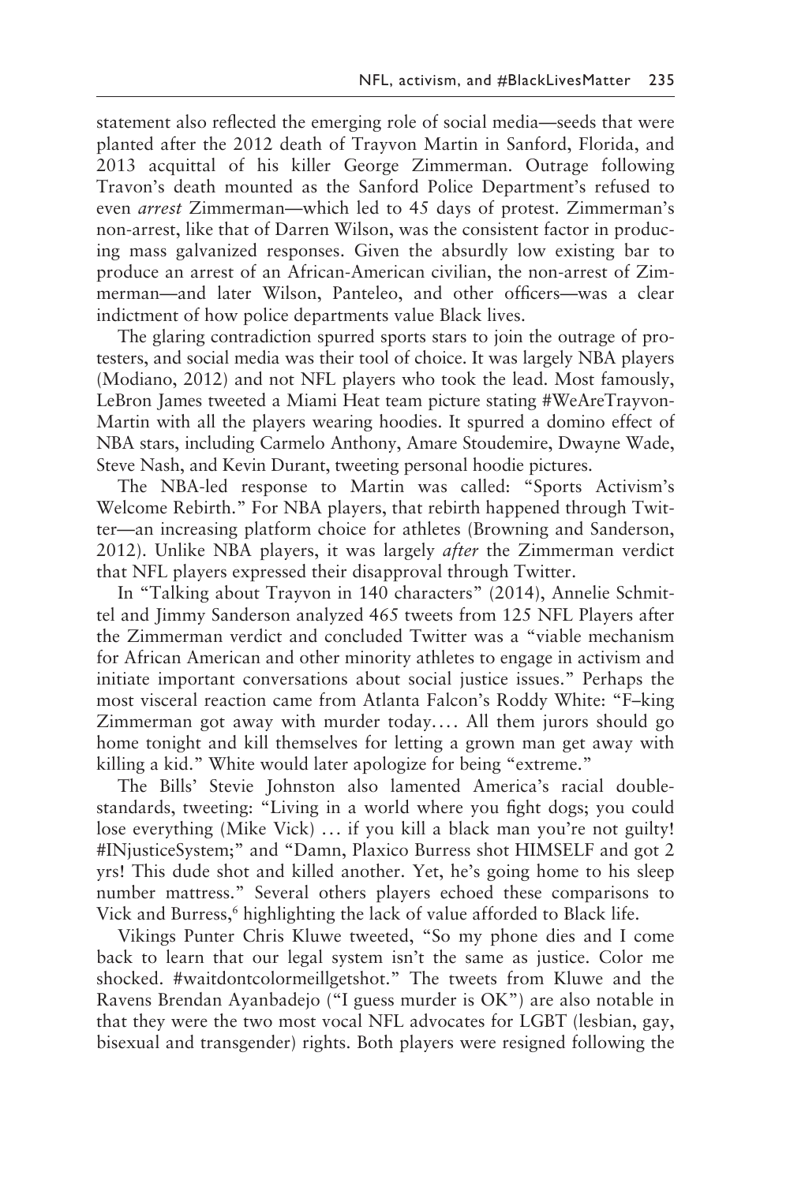statement also reflected the emerging role of social media—seeds that were planted after the 2012 death of Trayvon Martin in Sanford, Florida, and 2013 acquittal of his killer George Zimmerman. Outrage following Travon's death mounted as the Sanford Police Department's refused to even *arrest* Zimmerman—which led to 45 days of protest. Zimmerman's non-arrest, like that of Darren Wilson, was the consistent factor in producing mass galvanized responses. Given the absurdly low existing bar to produce an arrest of an African-American civilian, the non-arrest of Zimmerman—and later Wilson, Panteleo, and other officers—was a clear indictment of how police departments value Black lives.

The glaring contradiction spurred sports stars to join the outrage of protesters, and social media was their tool of choice. It was largely NBA players (Modiano, 2012) and not NFL players who took the lead. Most famously, LeBron James tweeted a Miami Heat team picture stating #WeAreTrayvon-Martin with all the players wearing hoodies. It spurred a domino effect of NBA stars, including Carmelo Anthony, Amare Stoudemire, Dwayne Wade, Steve Nash, and Kevin Durant, tweeting personal hoodie pictures.

The NBA-led response to Martin was called: "Sports Activism's Welcome Rebirth." For NBA players, that rebirth happened through Twitter—an increasing platform choice for athletes (Browning and Sanderson, 2012). Unlike NBA players, it was largely *after* the Zimmerman verdict that NFL players expressed their disapproval through Twitter.

In "Talking about Trayvon in 140 characters" (2014), Annelie Schmittel and Jimmy Sanderson analyzed 465 tweets from 125 NFL Players after the Zimmerman verdict and concluded Twitter was a "viable mechanism for African American and other minority athletes to engage in activism and initiate important conversations about social justice issues." Perhaps the most visceral reaction came from Atlanta Falcon's Roddy White: "F–king Zimmerman got away with murder today.... All them jurors should go home tonight and kill themselves for letting a grown man get away with killing a kid." White would later apologize for being "extreme."

The Bills' Stevie Johnston also lamented America's racial double-standards, tweeting: "Living in a world where you fight dogs; you could lose everything (Mike Vick) ... if you kill a black man you're not guilty! #INjusticeSystem;" and "Damn, Plaxico Burress shot HIMSELF and got 2 yrs! This dude shot and killed another. Yet, he's going home to his sleep number mattress." Several others players echoed these comparisons to Vick and Burress,[6] highlighting the lack of value afforded to Black life.

Vikings Punter Chris Kluwe tweeted, "So my phone dies and I come back to learn that our legal system isn't the same as justice. Color me shocked. #waitdontcolormeillgetshot." The tweets from Kluwe and the Ravens Brendan Ayanbadejo ("I guess murder is OK") are also notable in that they were the two most vocal NFL advocates for LGBT (lesbian, gay, bisexual and transgender) rights. Both players were resigned following the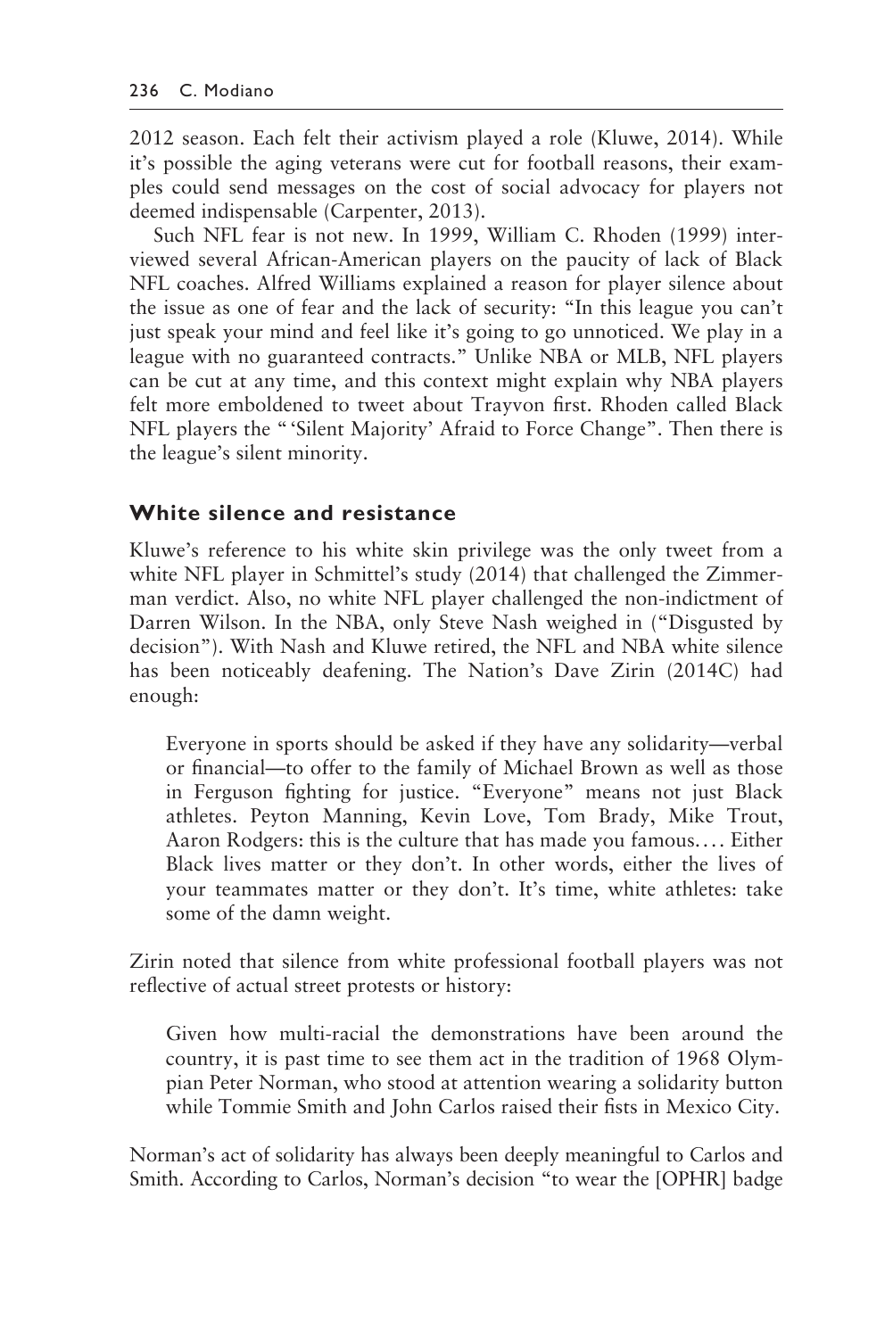2012 season. Each felt their activism played a role (Kluwe, 2014). While it's possible the aging veterans were cut for football reasons, their examples could send messages on the cost of social advocacy for players not deemed indispensable (Carpenter, 2013).

Such NFL fear is not new. In 1999, William C. Rhoden (1999) interviewed several African-American players on the paucity of lack of Black NFL coaches. Alfred Williams explained a reason for player silence about the issue as one of fear and the lack of security: "In this league you can't just speak your mind and feel like it's going to go unnoticed. We play in a league with no guaranteed contracts." Unlike NBA or MLB, NFL players can be cut at any time, and this context might explain why NBA players felt more emboldened to tweet about Trayvon first. Rhoden called Black NFL players the "'Silent Majority' Afraid to Force Change". Then there is the league's silent minority.

## White silence and resistance

Kluwe's reference to his white skin privilege was the only tweet from a white NFL player in Schmittel's study (2014) that challenged the Zimmerman verdict. Also, no white NFL player challenged the non-indictment of Darren Wilson. In the NBA, only Steve Nash weighed in ("Disgusted by decision"). With Nash and Kluwe retired, the NFL and NBA white silence has been noticeably deafening. The Nation's Dave Zirin (2014C) had enough:

> Everyone in sports should be asked if they have any solidarity—verbal or financial—to offer to the family of Michael Brown as well as those in Ferguson fighting for justice. "Everyone" means not just Black athletes. Peyton Manning, Kevin Love, Tom Brady, Mike Trout, Aaron Rodgers: this is the culture that has made you famous.… Either Black lives matter or they don't. In other words, either the lives of your teammates matter or they don't. It's time, white athletes: take some of the damn weight.

Zirin noted that silence from white professional football players was not reflective of actual street protests or history:

> Given how multi-racial the demonstrations have been around the country, it is past time to see them act in the tradition of 1968 Olympian Peter Norman, who stood at attention wearing a solidarity button while Tommie Smith and John Carlos raised their fists in Mexico City.

Norman's act of solidarity has always been deeply meaningful to Carlos and Smith. According to Carlos, Norman's decision "to wear the [OPHR] badge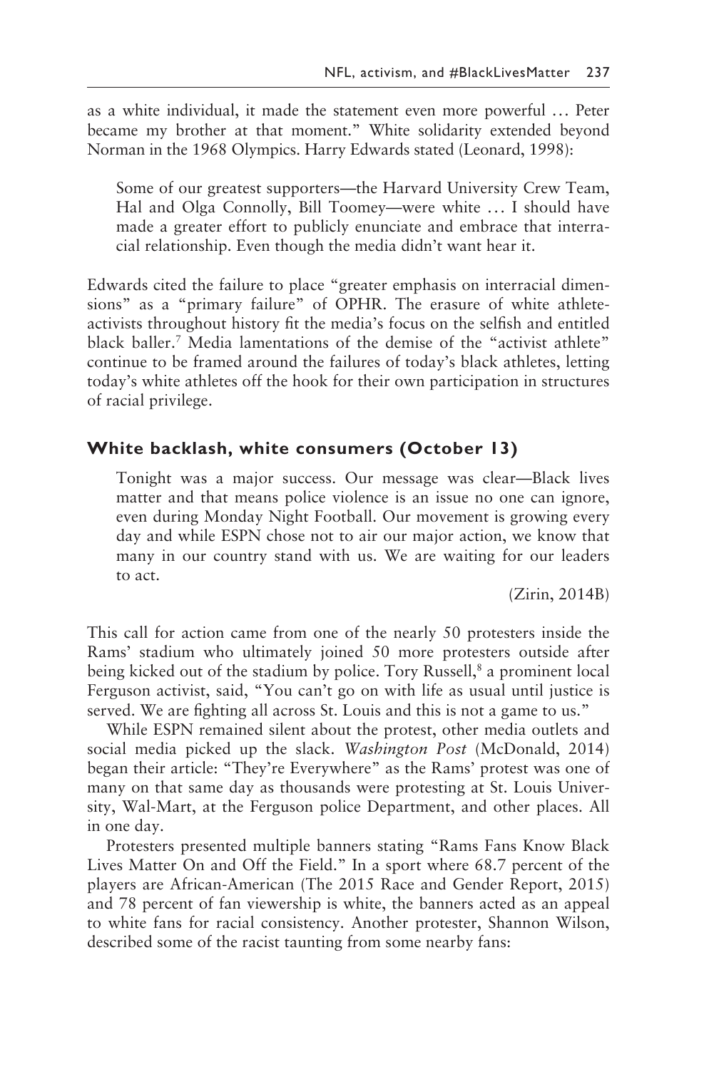as a white individual, it made the statement even more powerful … Peter became my brother at that moment." White solidarity extended beyond Norman in the 1968 Olympics. Harry Edwards stated (Leonard, 1998):

> Some of our greatest supporters—the Harvard University Crew Team, Hal and Olga Connolly, Bill Toomey—were white … I should have made a greater effort to publicly enunciate and embrace that interracial relationship. Even though the media didn't want hear it.

Edwards cited the failure to place "greater emphasis on interracial dimensions" as a "primary failure" of OPHR. The erasure of white athlete-activists throughout history fit the media's focus on the selfish and entitled black baller.[7] Media lamentations of the demise of the "activist athlete" continue to be framed around the failures of today's black athletes, letting today's white athletes off the hook for their own participation in structures of racial privilege.

## White backlash, white consumers (October 13)

> Tonight was a major success. Our message was clear—Black lives matter and that means police violence is an issue no one can ignore, even during Monday Night Football. Our movement is growing every day and while ESPN chose not to air our major action, we know that many in our country stand with us. We are waiting for our leaders to act.
>
> (Zirin, 2014B)

This call for action came from one of the nearly 50 protesters inside the Rams' stadium who ultimately joined 50 more protesters outside after being kicked out of the stadium by police. Tory Russell,[8] a prominent local Ferguson activist, said, "You can't go on with life as usual until justice is served. We are fighting all across St. Louis and this is not a game to us."

While ESPN remained silent about the protest, other media outlets and social media picked up the slack. *Washington Post* (McDonald, 2014) began their article: "They're Everywhere" as the Rams' protest was one of many on that same day as thousands were protesting at St. Louis University, Wal-Mart, at the Ferguson police Department, and other places. All in one day.

Protesters presented multiple banners stating "Rams Fans Know Black Lives Matter On and Off the Field." In a sport where 68.7 percent of the players are African-American (The 2015 Race and Gender Report, 2015) and 78 percent of fan viewership is white, the banners acted as an appeal to white fans for racial consistency. Another protester, Shannon Wilson, described some of the racist taunting from some nearby fans: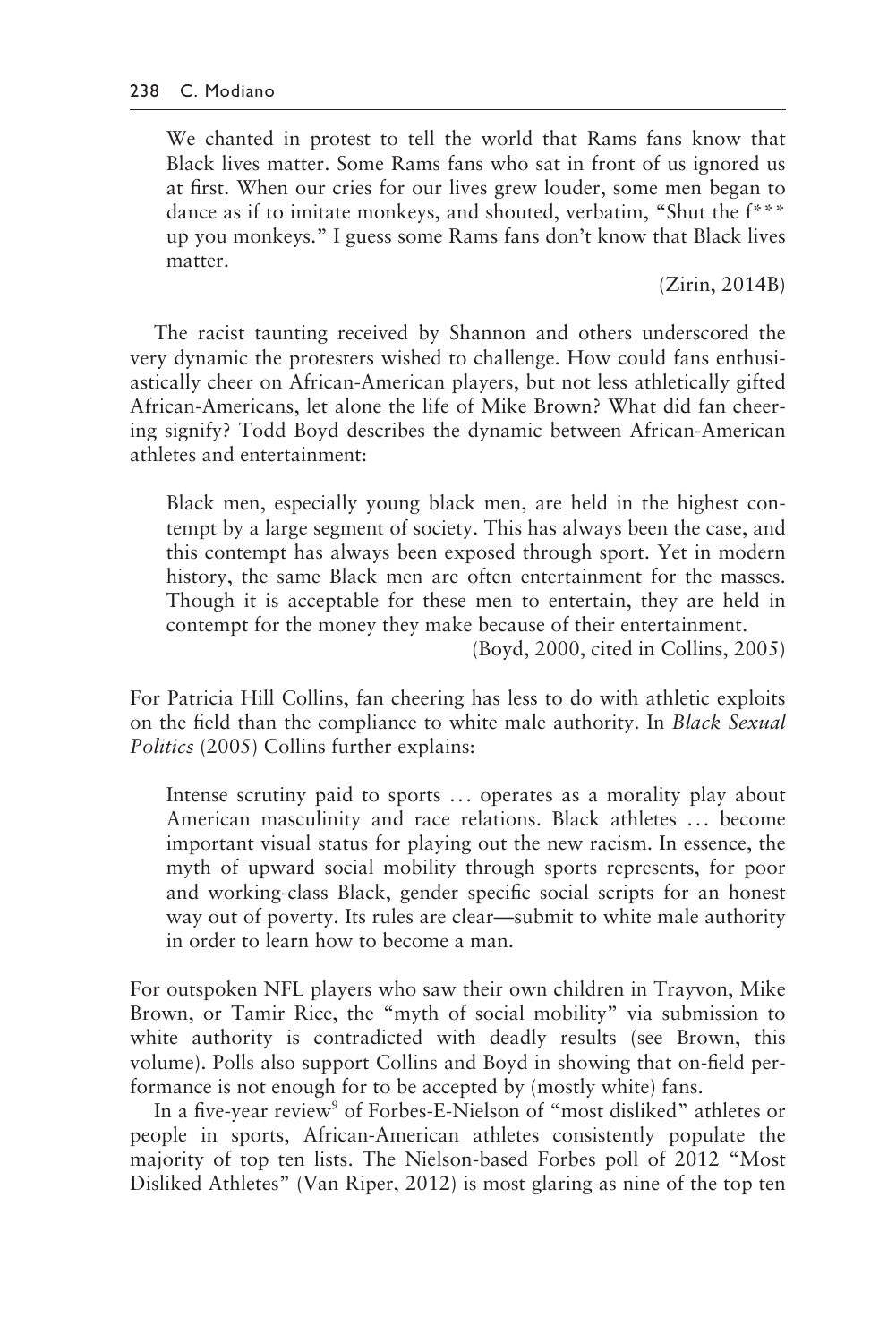> We chanted in protest to tell the world that Rams fans know that Black lives matter. Some Rams fans who sat in front of us ignored us at first. When our cries for our lives grew louder, some men began to dance as if to imitate monkeys, and shouted, verbatim, "Shut the f*** up you monkeys." I guess some Rams fans don't know that Black lives matter.
>
> (Zirin, 2014B)

The racist taunting received by Shannon and others underscored the very dynamic the protesters wished to challenge. How could fans enthusiastically cheer on African-American players, but not less athletically gifted African-Americans, let alone the life of Mike Brown? What did fan cheering signify? Todd Boyd describes the dynamic between African-American athletes and entertainment:

> Black men, especially young black men, are held in the highest contempt by a large segment of society. This has always been the case, and this contempt has always been exposed through sport. Yet in modern history, the same Black men are often entertainment for the masses. Though it is acceptable for these men to entertain, they are held in contempt for the money they make because of their entertainment.
>
> (Boyd, 2000, cited in Collins, 2005)

For Patricia Hill Collins, fan cheering has less to do with athletic exploits on the field than the compliance to white male authority. In *Black Sexual Politics* (2005) Collins further explains:

> Intense scrutiny paid to sports … operates as a morality play about American masculinity and race relations. Black athletes … become important visual status for playing out the new racism. In essence, the myth of upward social mobility through sports represents, for poor and working-class Black, gender specific social scripts for an honest way out of poverty. Its rules are clear—submit to white male authority in order to learn how to become a man.

For outspoken NFL players who saw their own children in Trayvon, Mike Brown, or Tamir Rice, the "myth of social mobility" via submission to white authority is contradicted with deadly results (see Brown, this volume). Polls also support Collins and Boyd in showing that on-field performance is not enough for to be accepted by (mostly white) fans.

In a five-year review[9] of Forbes-E-Nielson of "most disliked" athletes or people in sports, African-American athletes consistently populate the majority of top ten lists. The Nielson-based Forbes poll of 2012 "Most Disliked Athletes" (Van Riper, 2012) is most glaring as nine of the top ten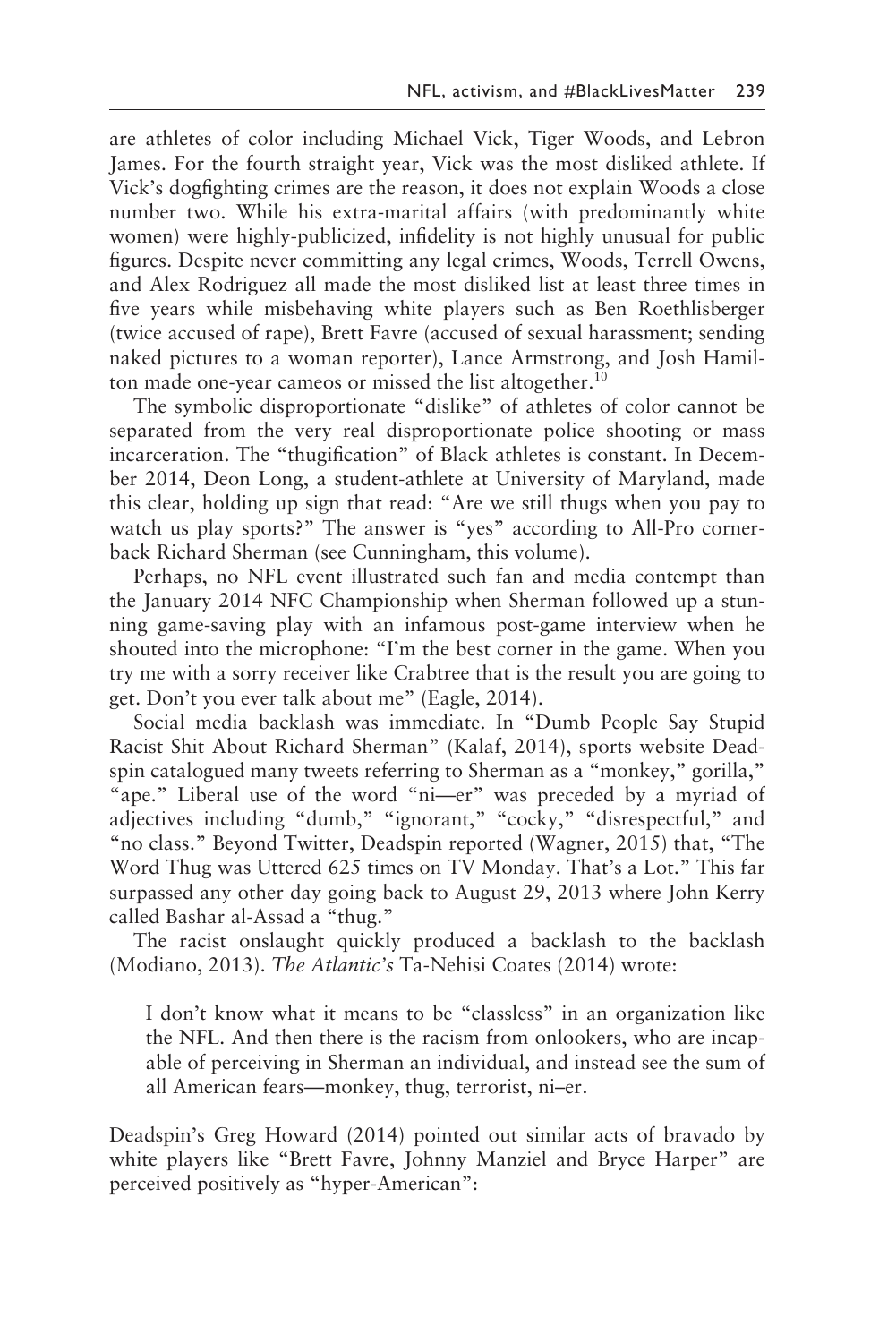are athletes of color including Michael Vick, Tiger Woods, and Lebron James. For the fourth straight year, Vick was the most disliked athlete. If Vick's dogfighting crimes are the reason, it does not explain Woods a close number two. While his extra-marital affairs (with predominantly white women) were highly-publicized, infidelity is not highly unusual for public figures. Despite never committing any legal crimes, Woods, Terrell Owens, and Alex Rodriguez all made the most disliked list at least three times in five years while misbehaving white players such as Ben Roethlisberger (twice accused of rape), Brett Favre (accused of sexual harassment; sending naked pictures to a woman reporter), Lance Armstrong, and Josh Hamilton made one-year cameos or missed the list altogether.[10]

The symbolic disproportionate "dislike" of athletes of color cannot be separated from the very real disproportionate police shooting or mass incarceration. The "thugification" of Black athletes is constant. In December 2014, Deon Long, a student-athlete at University of Maryland, made this clear, holding up sign that read: "Are we still thugs when you pay to watch us play sports?" The answer is "yes" according to All-Pro cornerback Richard Sherman (see Cunningham, this volume).

Perhaps, no NFL event illustrated such fan and media contempt than the January 2014 NFC Championship when Sherman followed up a stunning game-saving play with an infamous post-game interview when he shouted into the microphone: "I'm the best corner in the game. When you try me with a sorry receiver like Crabtree that is the result you are going to get. Don't you ever talk about me" (Eagle, 2014).

Social media backlash was immediate. In "Dumb People Say Stupid Racist Shit About Richard Sherman" (Kalaf, 2014), sports website Deadspin catalogued many tweets referring to Sherman as a "monkey," gorilla," "ape." Liberal use of the word "ni—er" was preceded by a myriad of adjectives including "dumb," "ignorant," "cocky," "disrespectful," and "no class." Beyond Twitter, Deadspin reported (Wagner, 2015) that, "The Word Thug was Uttered 625 times on TV Monday. That's a Lot." This far surpassed any other day going back to August 29, 2013 where John Kerry called Bashar al-Assad a "thug."

The racist onslaught quickly produced a backlash to the backlash (Modiano, 2013). *The Atlantic's* Ta-Nehisi Coates (2014) wrote:

> I don't know what it means to be "classless" in an organization like the NFL. And then there is the racism from onlookers, who are incapable of perceiving in Sherman an individual, and instead see the sum of all American fears—monkey, thug, terrorist, ni–er.

Deadspin's Greg Howard (2014) pointed out similar acts of bravado by white players like "Brett Favre, Johnny Manziel and Bryce Harper" are perceived positively as "hyper-American":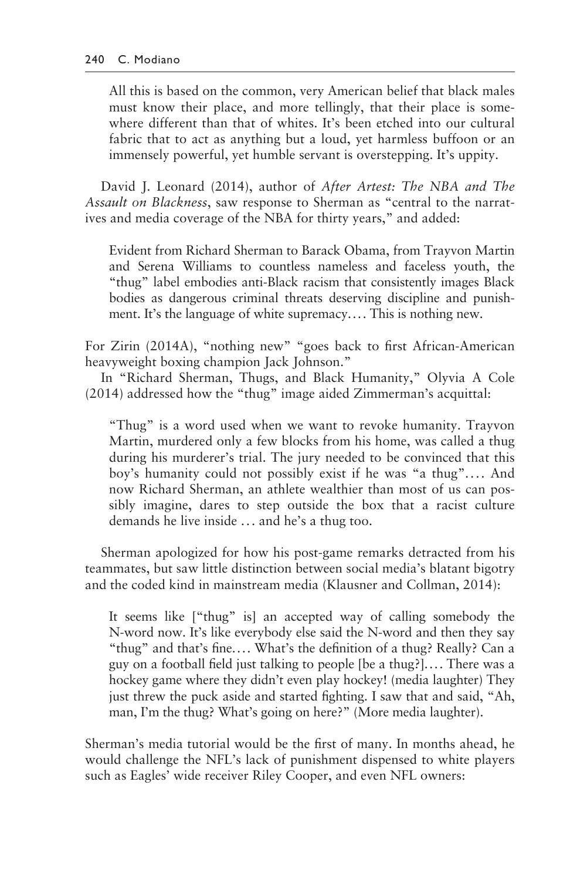> All this is based on the common, very American belief that black males must know their place, and more tellingly, that their place is somewhere different than that of whites. It's been etched into our cultural fabric that to act as anything but a loud, yet harmless buffoon or an immensely powerful, yet humble servant is overstepping. It's uppity.

David J. Leonard (2014), author of *After Artest: The NBA and The Assault on Blackness*, saw response to Sherman as "central to the narratives and media coverage of the NBA for thirty years," and added:

> Evident from Richard Sherman to Barack Obama, from Trayvon Martin and Serena Williams to countless nameless and faceless youth, the "thug" label embodies anti-Black racism that consistently images Black bodies as dangerous criminal threats deserving discipline and punishment. It's the language of white supremacy.… This is nothing new.

For Zirin (2014A), "nothing new" "goes back to first African-American heavyweight boxing champion Jack Johnson."

In "Richard Sherman, Thugs, and Black Humanity," Olyvia A Cole (2014) addressed how the "thug" image aided Zimmerman's acquittal:

> "Thug" is a word used when we want to revoke humanity. Trayvon Martin, murdered only a few blocks from his home, was called a thug during his murderer's trial. The jury needed to be convinced that this boy's humanity could not possibly exist if he was "a thug".… And now Richard Sherman, an athlete wealthier than most of us can possibly imagine, dares to step outside the box that a racist culture demands he live inside … and he's a thug too.

Sherman apologized for how his post-game remarks detracted from his teammates, but saw little distinction between social media's blatant bigotry and the coded kind in mainstream media (Klausner and Collman, 2014):

> It seems like ["thug" is] an accepted way of calling somebody the N-word now. It's like everybody else said the N-word and then they say "thug" and that's fine.… What's the definition of a thug? Really? Can a guy on a football field just talking to people [be a thug?].… There was a hockey game where they didn't even play hockey! (media laughter) They just threw the puck aside and started fighting. I saw that and said, "Ah, man, I'm the thug? What's going on here?" (More media laughter).

Sherman's media tutorial would be the first of many. In months ahead, he would challenge the NFL's lack of punishment dispensed to white players such as Eagles' wide receiver Riley Cooper, and even NFL owners: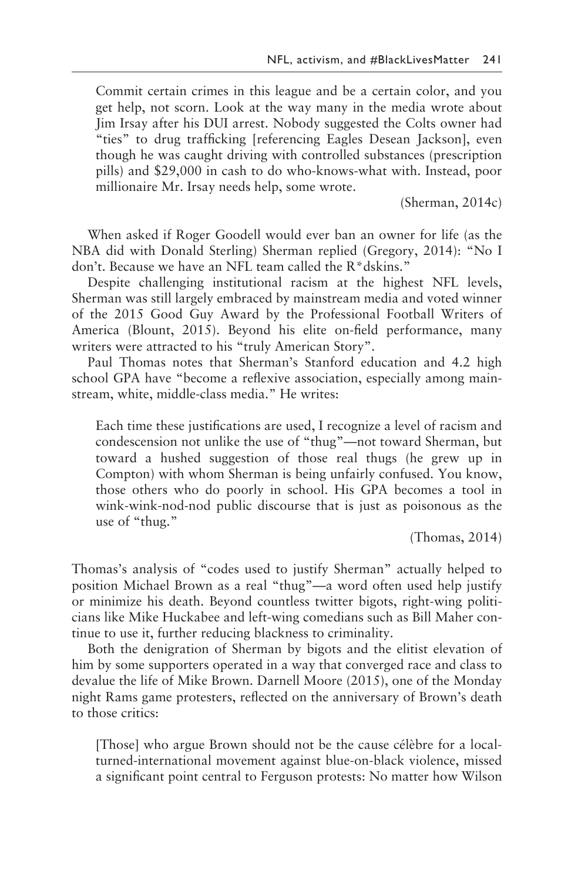> Commit certain crimes in this league and be a certain color, and you get help, not scorn. Look at the way many in the media wrote about Jim Irsay after his DUI arrest. Nobody suggested the Colts owner had "ties" to drug trafficking [referencing Eagles Desean Jackson], even though he was caught driving with controlled substances (prescription pills) and $29,000 in cash to do who-knows-what with. Instead, poor millionaire Mr. Irsay needs help, some wrote.
>
> (Sherman, 2014c)

When asked if Roger Goodell would ever ban an owner for life (as the NBA did with Donald Sterling) Sherman replied (Gregory, 2014): "No I don't. Because we have an NFL team called the R*dskins."

Despite challenging institutional racism at the highest NFL levels, Sherman was still largely embraced by mainstream media and voted winner of the 2015 Good Guy Award by the Professional Football Writers of America (Blount, 2015). Beyond his elite on-field performance, many writers were attracted to his "truly American Story".

Paul Thomas notes that Sherman's Stanford education and 4.2 high school GPA have "become a reflexive association, especially among mainstream, white, middle-class media." He writes:

> Each time these justifications are used, I recognize a level of racism and condescension not unlike the use of "thug"—not toward Sherman, but toward a hushed suggestion of those real thugs (he grew up in Compton) with whom Sherman is being unfairly confused. You know, those others who do poorly in school. His GPA becomes a tool in wink-wink-nod-nod public discourse that is just as poisonous as the use of "thug."
>
> (Thomas, 2014)

Thomas's analysis of "codes used to justify Sherman" actually helped to position Michael Brown as a real "thug"—a word often used help justify or minimize his death. Beyond countless twitter bigots, right-wing politicians like Mike Huckabee and left-wing comedians such as Bill Maher continue to use it, further reducing blackness to criminality.

Both the denigration of Sherman by bigots and the elitist elevation of him by some supporters operated in a way that converged race and class to devalue the life of Mike Brown. Darnell Moore (2015), one of the Monday night Rams game protesters, reflected on the anniversary of Brown's death to those critics:

> [Those] who argue Brown should not be the cause célèbre for a local-turned-international movement against blue-on-black violence, missed a significant point central to Ferguson protests: No matter how Wilson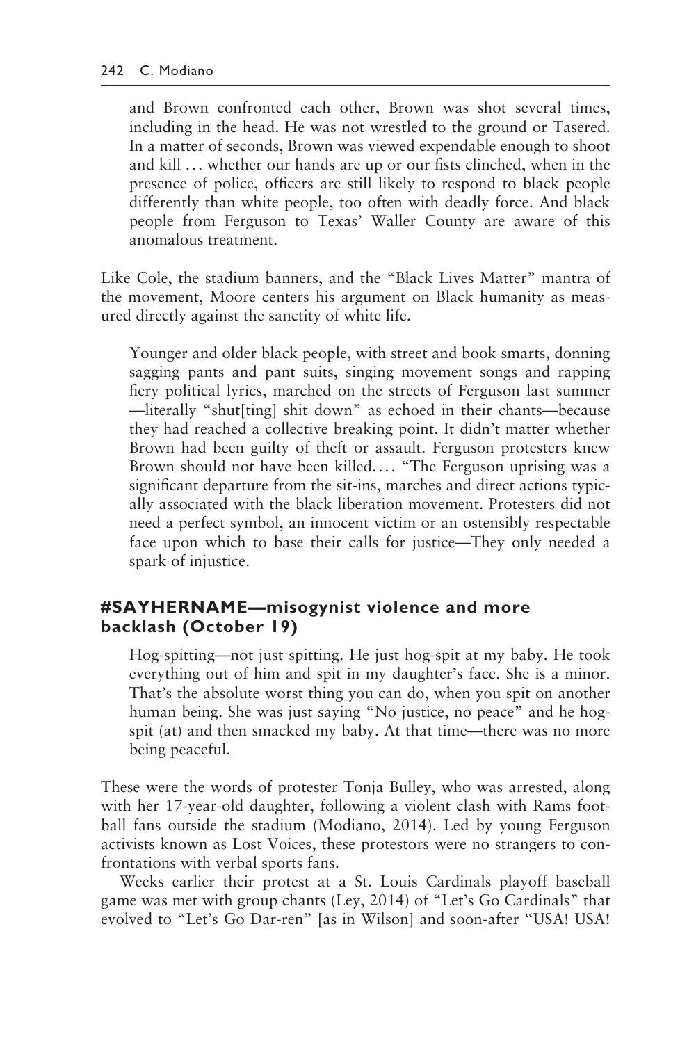> and Brown confronted each other, Brown was shot several times, including in the head. He was not wrestled to the ground or Tasered. In a matter of seconds, Brown was viewed expendable enough to shoot and kill … whether our hands are up or our fists clinched, when in the presence of police, officers are still likely to respond to black people differently than white people, too often with deadly force. And black people from Ferguson to Texas' Waller County are aware of this anomalous treatment.

Like Cole, the stadium banners, and the "Black Lives Matter" mantra of the movement, Moore centers his argument on Black humanity as measured directly against the sanctity of white life.

> Younger and older black people, with street and book smarts, donning sagging pants and pant suits, singing movement songs and rapping fiery political lyrics, marched on the streets of Ferguson last summer —literally "shut[ting] shit down" as echoed in their chants—because they had reached a collective breaking point. It didn't matter whether Brown had been guilty of theft or assault. Ferguson protesters knew Brown should not have been killed.… "The Ferguson uprising was a significant departure from the sit-ins, marches and direct actions typically associated with the black liberation movement. Protesters did not need a perfect symbol, an innocent victim or an ostensibly respectable face upon which to base their calls for justice—They only needed a spark of injustice.

## #SAYHERNAME—misogynist violence and more backlash (October 19)

> Hog-spitting—not just spitting. He just hog-spit at my baby. He took everything out of him and spit in my daughter's face. She is a minor. That's the absolute worst thing you can do, when you spit on another human being. She was just saying "No justice, no peace" and he hog-spit (at) and then smacked my baby. At that time—there was no more being peaceful.

These were the words of protester Tonja Bulley, who was arrested, along with her 17-year-old daughter, following a violent clash with Rams football fans outside the stadium (Modiano, 2014). Led by young Ferguson activists known as Lost Voices, these protestors were no strangers to confrontations with verbal sports fans.

Weeks earlier their protest at a St. Louis Cardinals playoff baseball game was met with group chants (Ley, 2014) of "Let's Go Cardinals" that evolved to "Let's Go Dar-ren" [as in Wilson] and soon-after "USA! USA!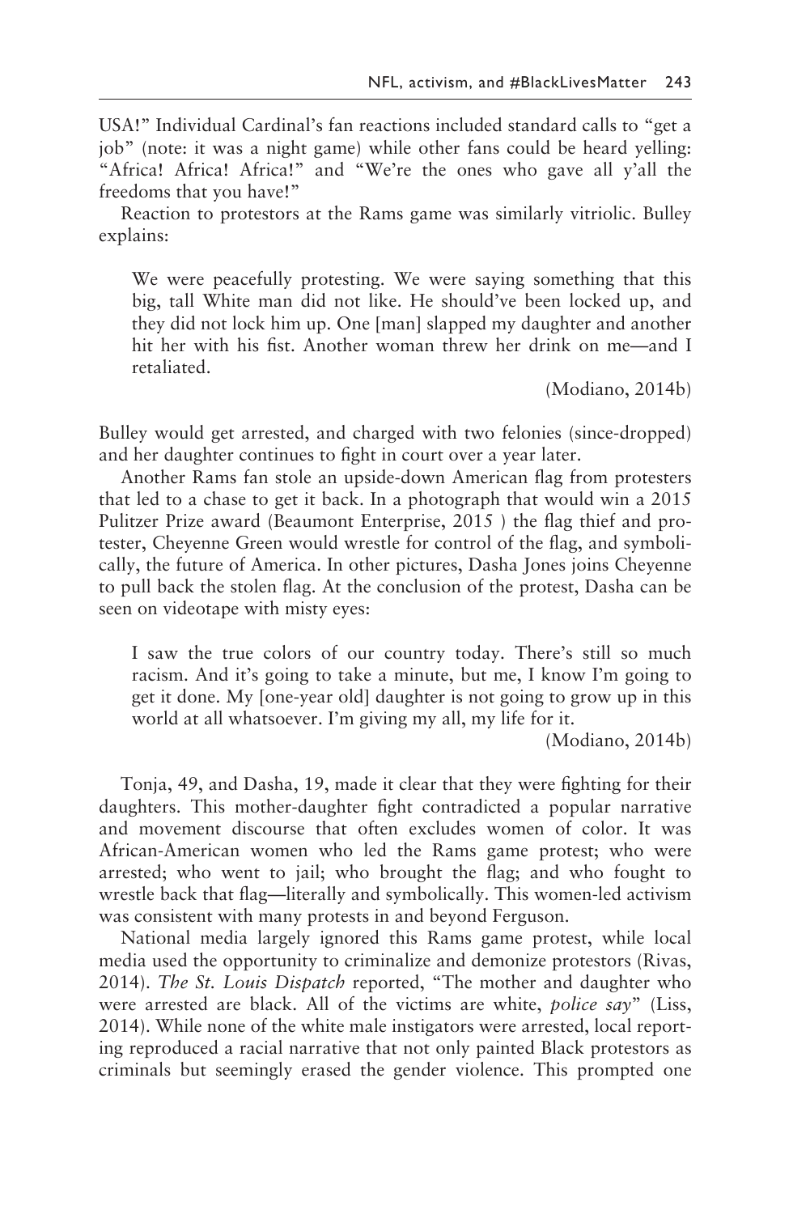USA!" Individual Cardinal's fan reactions included standard calls to "get a job" (note: it was a night game) while other fans could be heard yelling: "Africa! Africa! Africa!" and "We're the ones who gave all y'all the freedoms that you have!"

Reaction to protestors at the Rams game was similarly vitriolic. Bulley explains:

> We were peacefully protesting. We were saying something that this big, tall White man did not like. He should've been locked up, and they did not lock him up. One [man] slapped my daughter and another hit her with his fist. Another woman threw her drink on me—and I retaliated.
>
> (Modiano, 2014b)

Bulley would get arrested, and charged with two felonies (since-dropped) and her daughter continues to fight in court over a year later.

Another Rams fan stole an upside-down American flag from protesters that led to a chase to get it back. In a photograph that would win a 2015 Pulitzer Prize award (Beaumont Enterprise, 2015 ) the flag thief and protester, Cheyenne Green would wrestle for control of the flag, and symbolically, the future of America. In other pictures, Dasha Jones joins Cheyenne to pull back the stolen flag. At the conclusion of the protest, Dasha can be seen on videotape with misty eyes:

> I saw the true colors of our country today. There's still so much racism. And it's going to take a minute, but me, I know I'm going to get it done. My [one-year old] daughter is not going to grow up in this world at all whatsoever. I'm giving my all, my life for it.
>
> (Modiano, 2014b)

Tonja, 49, and Dasha, 19, made it clear that they were fighting for their daughters. This mother-daughter fight contradicted a popular narrative and movement discourse that often excludes women of color. It was African-American women who led the Rams game protest; who were arrested; who went to jail; who brought the flag; and who fought to wrestle back that flag—literally and symbolically. This women-led activism was consistent with many protests in and beyond Ferguson.

National media largely ignored this Rams game protest, while local media used the opportunity to criminalize and demonize protestors (Rivas, 2014). *The St. Louis Dispatch* reported, "The mother and daughter who were arrested are black. All of the victims are white, *police say*" (Liss, 2014). While none of the white male instigators were arrested, local reporting reproduced a racial narrative that not only painted Black protestors as criminals but seemingly erased the gender violence. This prompted one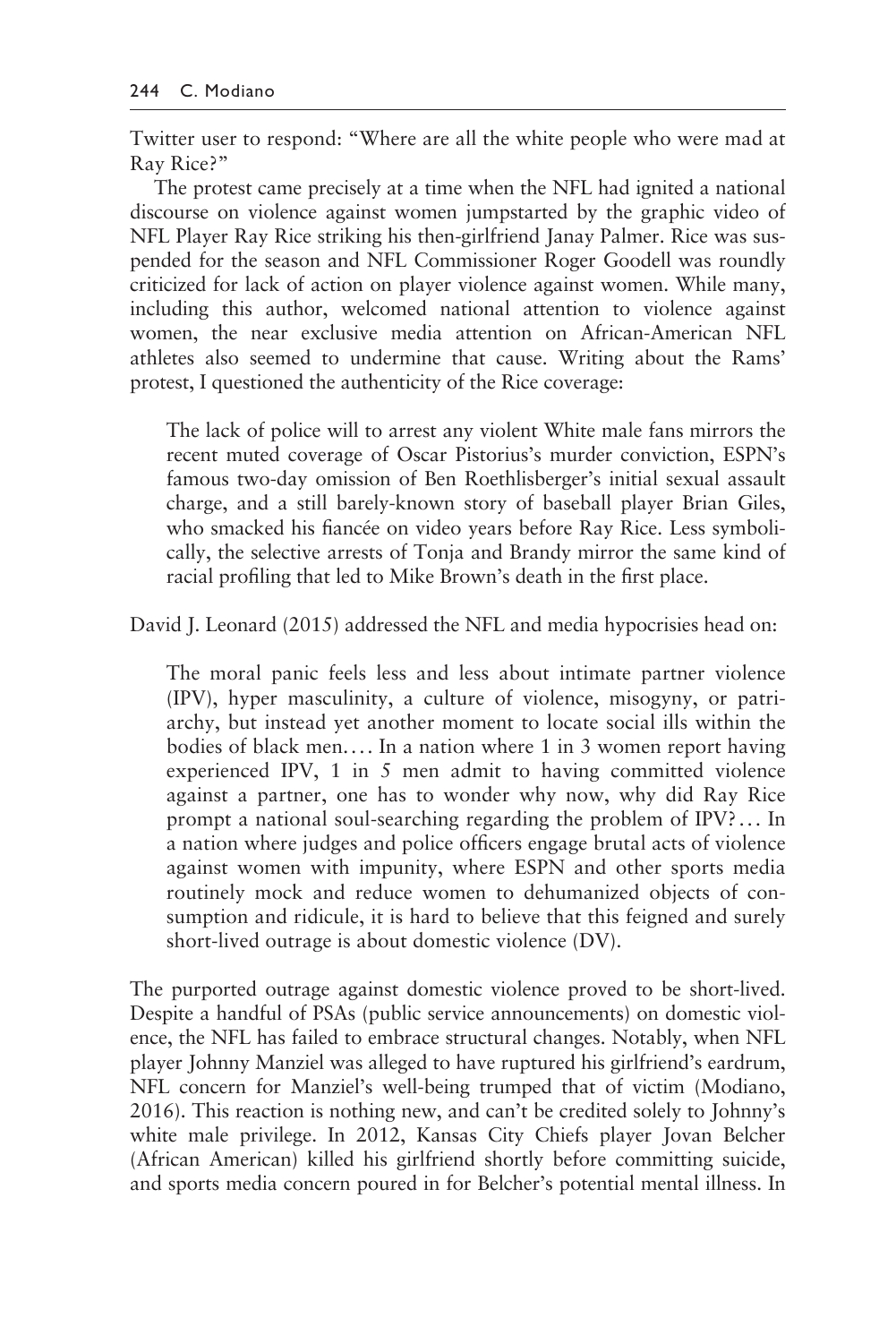Twitter user to respond: "Where are all the white people who were mad at Ray Rice?"

The protest came precisely at a time when the NFL had ignited a national discourse on violence against women jumpstarted by the graphic video of NFL Player Ray Rice striking his then-girlfriend Janay Palmer. Rice was suspended for the season and NFL Commissioner Roger Goodell was roundly criticized for lack of action on player violence against women. While many, including this author, welcomed national attention to violence against women, the near exclusive media attention on African-American NFL athletes also seemed to undermine that cause. Writing about the Rams' protest, I questioned the authenticity of the Rice coverage:

> The lack of police will to arrest any violent White male fans mirrors the recent muted coverage of Oscar Pistorius's murder conviction, ESPN's famous two-day omission of Ben Roethlisberger's initial sexual assault charge, and a still barely-known story of baseball player Brian Giles, who smacked his fiancée on video years before Ray Rice. Less symbolically, the selective arrests of Tonja and Brandy mirror the same kind of racial profiling that led to Mike Brown's death in the first place.

David J. Leonard (2015) addressed the NFL and media hypocrisies head on:

> The moral panic feels less and less about intimate partner violence (IPV), hyper masculinity, a culture of violence, misogyny, or patriarchy, but instead yet another moment to locate social ills within the bodies of black men.... In a nation where 1 in 3 women report having experienced IPV, 1 in 5 men admit to having committed violence against a partner, one has to wonder why now, why did Ray Rice prompt a national soul-searching regarding the problem of IPV?... In a nation where judges and police officers engage brutal acts of violence against women with impunity, where ESPN and other sports media routinely mock and reduce women to dehumanized objects of consumption and ridicule, it is hard to believe that this feigned and surely short-lived outrage is about domestic violence (DV).

The purported outrage against domestic violence proved to be short-lived. Despite a handful of PSAs (public service announcements) on domestic violence, the NFL has failed to embrace structural changes. Notably, when NFL player Johnny Manziel was alleged to have ruptured his girlfriend's eardrum, NFL concern for Manziel's well-being trumped that of victim (Modiano, 2016). This reaction is nothing new, and can't be credited solely to Johnny's white male privilege. In 2012, Kansas City Chiefs player Jovan Belcher (African American) killed his girlfriend shortly before committing suicide, and sports media concern poured in for Belcher's potential mental illness. In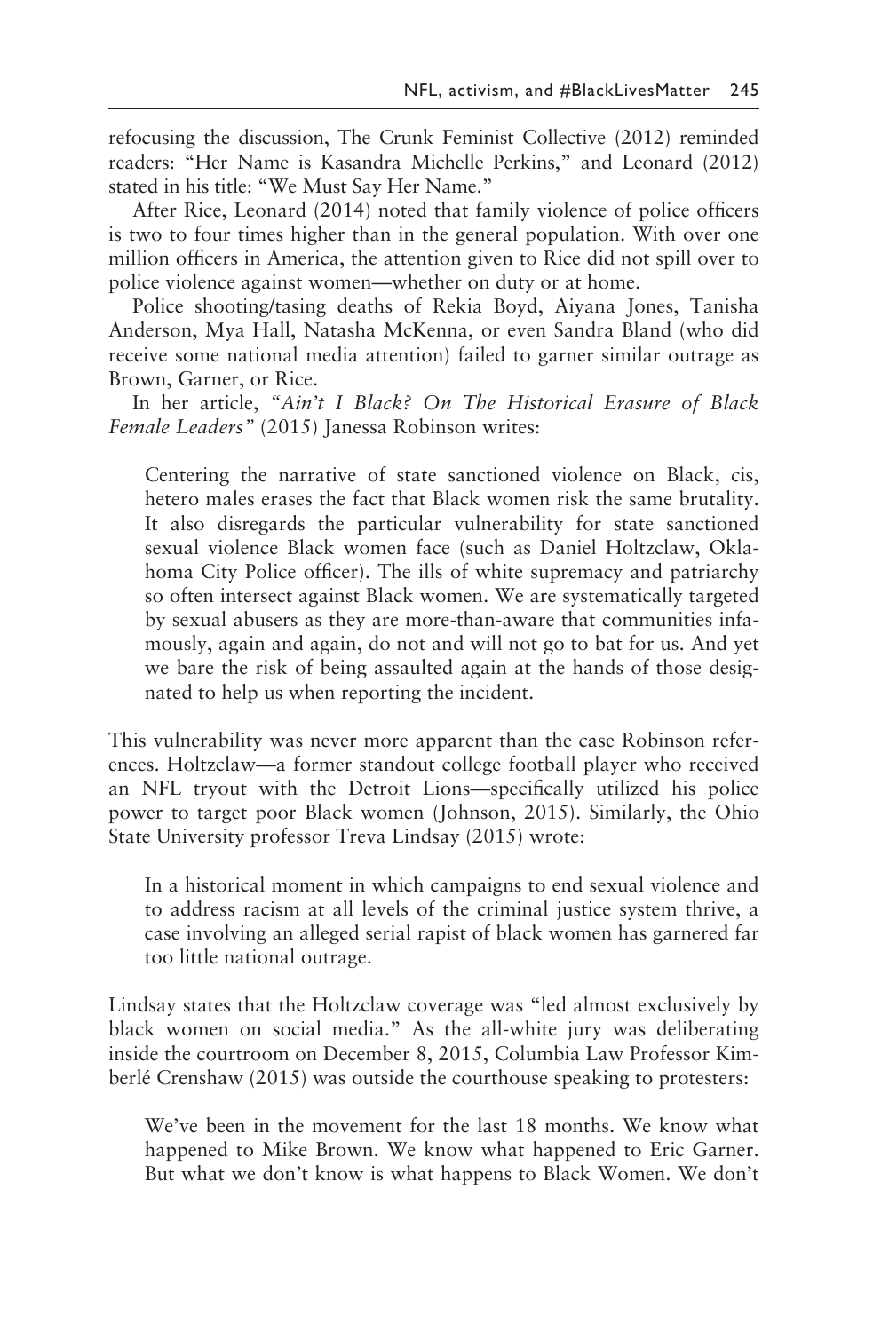refocusing the discussion, The Crunk Feminist Collective (2012) reminded readers: "Her Name is Kasandra Michelle Perkins," and Leonard (2012) stated in his title: "We Must Say Her Name."

After Rice, Leonard (2014) noted that family violence of police officers is two to four times higher than in the general population. With over one million officers in America, the attention given to Rice did not spill over to police violence against women—whether on duty or at home.

Police shooting/tasing deaths of Rekia Boyd, Aiyana Jones, Tanisha Anderson, Mya Hall, Natasha McKenna, or even Sandra Bland (who did receive some national media attention) failed to garner similar outrage as Brown, Garner, or Rice.

In her article, *"Ain't I Black? On The Historical Erasure of Black Female Leaders"* (2015) Janessa Robinson writes:

> Centering the narrative of state sanctioned violence on Black, cis, hetero males erases the fact that Black women risk the same brutality. It also disregards the particular vulnerability for state sanctioned sexual violence Black women face (such as Daniel Holtzclaw, Oklahoma City Police officer). The ills of white supremacy and patriarchy so often intersect against Black women. We are systematically targeted by sexual abusers as they are more-than-aware that communities infamously, again and again, do not and will not go to bat for us. And yet we bare the risk of being assaulted again at the hands of those designated to help us when reporting the incident.

This vulnerability was never more apparent than the case Robinson references. Holtzclaw—a former standout college football player who received an NFL tryout with the Detroit Lions—specifically utilized his police power to target poor Black women (Johnson, 2015). Similarly, the Ohio State University professor Treva Lindsay (2015) wrote:

> In a historical moment in which campaigns to end sexual violence and to address racism at all levels of the criminal justice system thrive, a case involving an alleged serial rapist of black women has garnered far too little national outrage.

Lindsay states that the Holtzclaw coverage was "led almost exclusively by black women on social media." As the all-white jury was deliberating inside the courtroom on December 8, 2015, Columbia Law Professor Kimberlé Crenshaw (2015) was outside the courthouse speaking to protesters:

> We've been in the movement for the last 18 months. We know what happened to Mike Brown. We know what happened to Eric Garner. But what we don't know is what happens to Black Women. We don't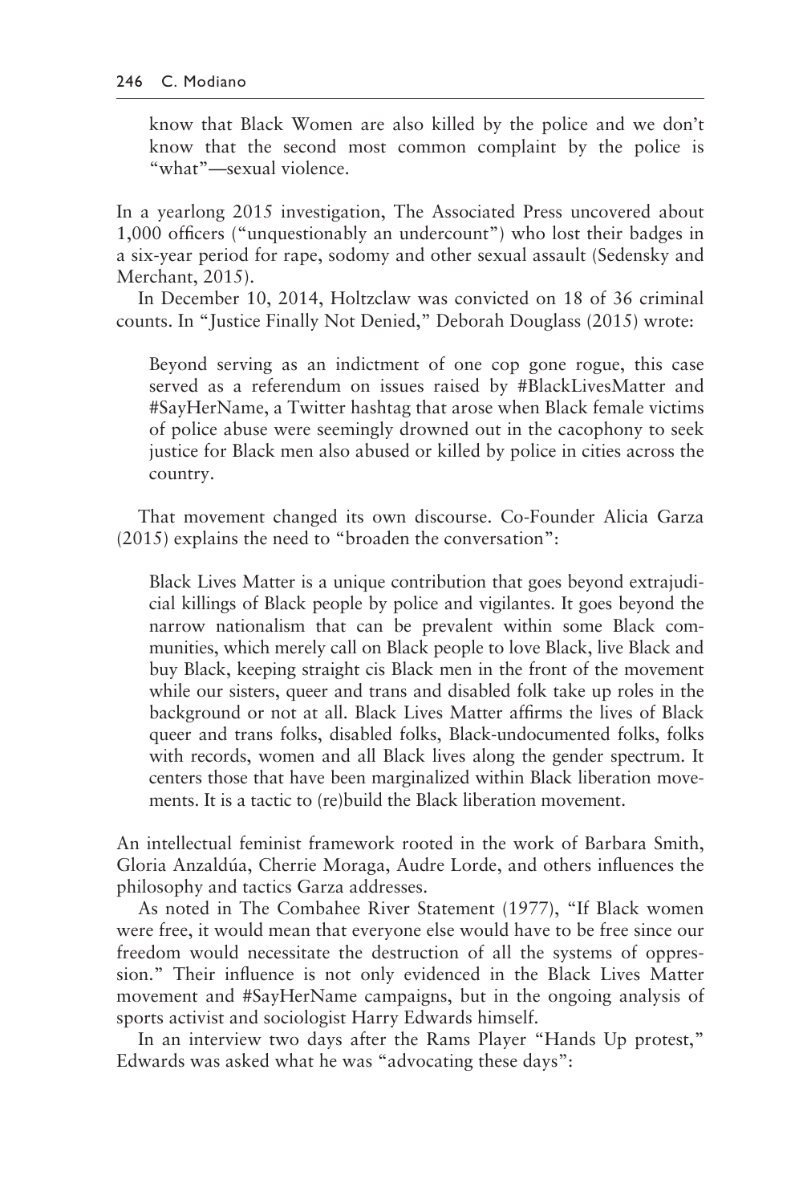know that Black Women are also killed by the police and we don't know that the second most common complaint by the police is "what"—sexual violence.

In a yearlong 2015 investigation, The Associated Press uncovered about 1,000 officers ("unquestionably an undercount") who lost their badges in a six-year period for rape, sodomy and other sexual assault (Sedensky and Merchant, 2015).

In December 10, 2014, Holtzclaw was convicted on 18 of 36 criminal counts. In "Justice Finally Not Denied," Deborah Douglass (2015) wrote:

> Beyond serving as an indictment of one cop gone rogue, this case served as a referendum on issues raised by #BlackLivesMatter and #SayHerName, a Twitter hashtag that arose when Black female victims of police abuse were seemingly drowned out in the cacophony to seek justice for Black men also abused or killed by police in cities across the country.

That movement changed its own discourse. Co-Founder Alicia Garza (2015) explains the need to "broaden the conversation":

> Black Lives Matter is a unique contribution that goes beyond extrajudicial killings of Black people by police and vigilantes. It goes beyond the narrow nationalism that can be prevalent within some Black communities, which merely call on Black people to love Black, live Black and buy Black, keeping straight cis Black men in the front of the movement while our sisters, queer and trans and disabled folk take up roles in the background or not at all. Black Lives Matter affirms the lives of Black queer and trans folks, disabled folks, Black-undocumented folks, folks with records, women and all Black lives along the gender spectrum. It centers those that have been marginalized within Black liberation movements. It is a tactic to (re)build the Black liberation movement.

An intellectual feminist framework rooted in the work of Barbara Smith, Gloria Anzaldúa, Cherrie Moraga, Audre Lorde, and others influences the philosophy and tactics Garza addresses.

As noted in The Combahee River Statement (1977), "If Black women were free, it would mean that everyone else would have to be free since our freedom would necessitate the destruction of all the systems of oppression." Their influence is not only evidenced in the Black Lives Matter movement and #SayHerName campaigns, but in the ongoing analysis of sports activist and sociologist Harry Edwards himself.

In an interview two days after the Rams Player "Hands Up protest," Edwards was asked what he was "advocating these days":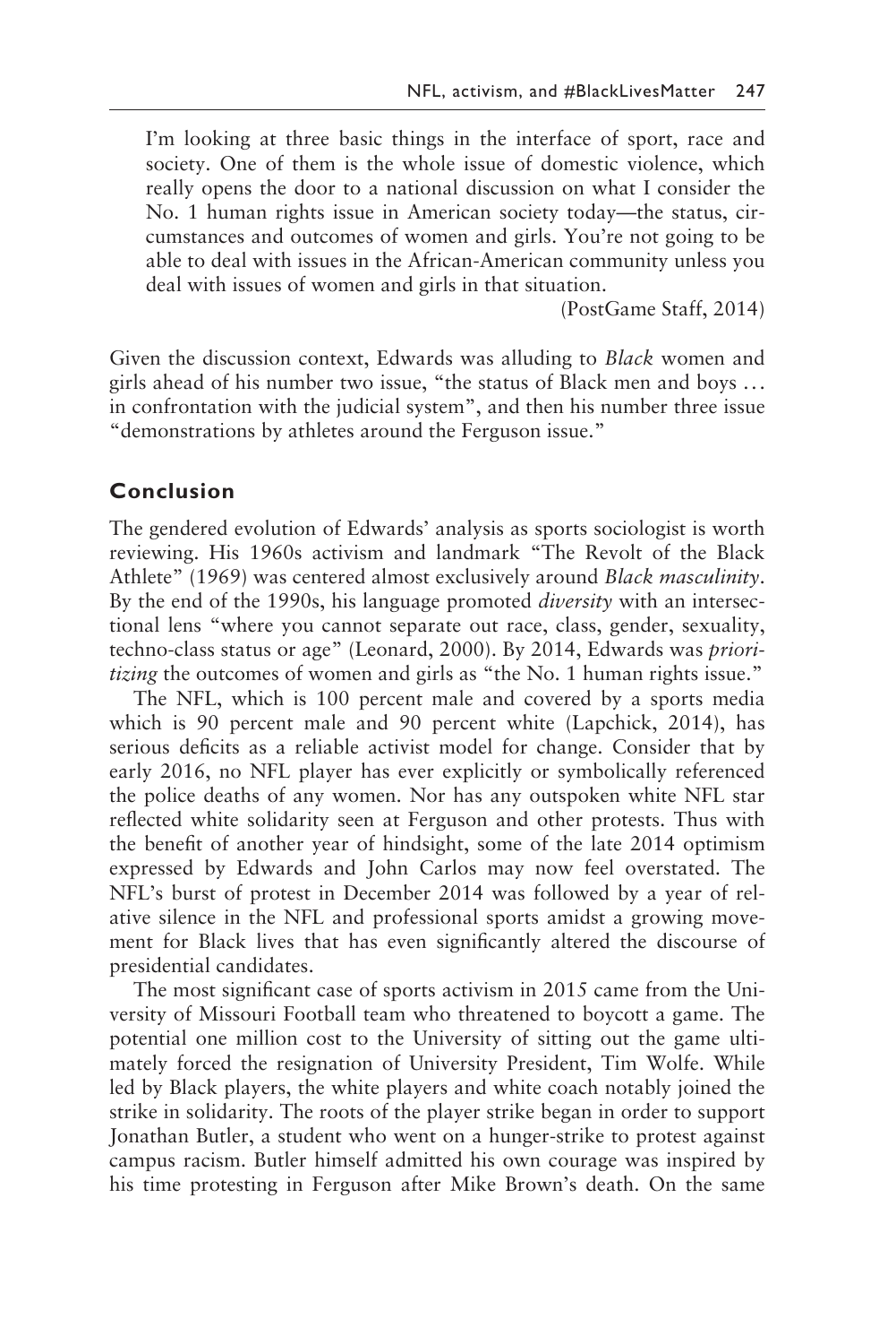> I'm looking at three basic things in the interface of sport, race and society. One of them is the whole issue of domestic violence, which really opens the door to a national discussion on what I consider the No. 1 human rights issue in American society today—the status, circumstances and outcomes of women and girls. You're not going to be able to deal with issues in the African-American community unless you deal with issues of women and girls in that situation.
>
> (PostGame Staff, 2014)

Given the discussion context, Edwards was alluding to *Black* women and girls ahead of his number two issue, "the status of Black men and boys … in confrontation with the judicial system", and then his number three issue "demonstrations by athletes around the Ferguson issue."

## Conclusion

The gendered evolution of Edwards' analysis as sports sociologist is worth reviewing. His 1960s activism and landmark "The Revolt of the Black Athlete" (1969) was centered almost exclusively around *Black masculinity*. By the end of the 1990s, his language promoted *diversity* with an intersectional lens "where you cannot separate out race, class, gender, sexuality, techno-class status or age" (Leonard, 2000). By 2014, Edwards was *prioritizing* the outcomes of women and girls as "the No. 1 human rights issue."

The NFL, which is 100 percent male and covered by a sports media which is 90 percent male and 90 percent white (Lapchick, 2014), has serious deficits as a reliable activist model for change. Consider that by early 2016, no NFL player has ever explicitly or symbolically referenced the police deaths of any women. Nor has any outspoken white NFL star reflected white solidarity seen at Ferguson and other protests. Thus with the benefit of another year of hindsight, some of the late 2014 optimism expressed by Edwards and John Carlos may now feel overstated. The NFL's burst of protest in December 2014 was followed by a year of relative silence in the NFL and professional sports amidst a growing movement for Black lives that has even significantly altered the discourse of presidential candidates.

The most significant case of sports activism in 2015 came from the University of Missouri Football team who threatened to boycott a game. The potential one million cost to the University of sitting out the game ultimately forced the resignation of University President, Tim Wolfe. While led by Black players, the white players and white coach notably joined the strike in solidarity. The roots of the player strike began in order to support Jonathan Butler, a student who went on a hunger-strike to protest against campus racism. Butler himself admitted his own courage was inspired by his time protesting in Ferguson after Mike Brown's death. On the same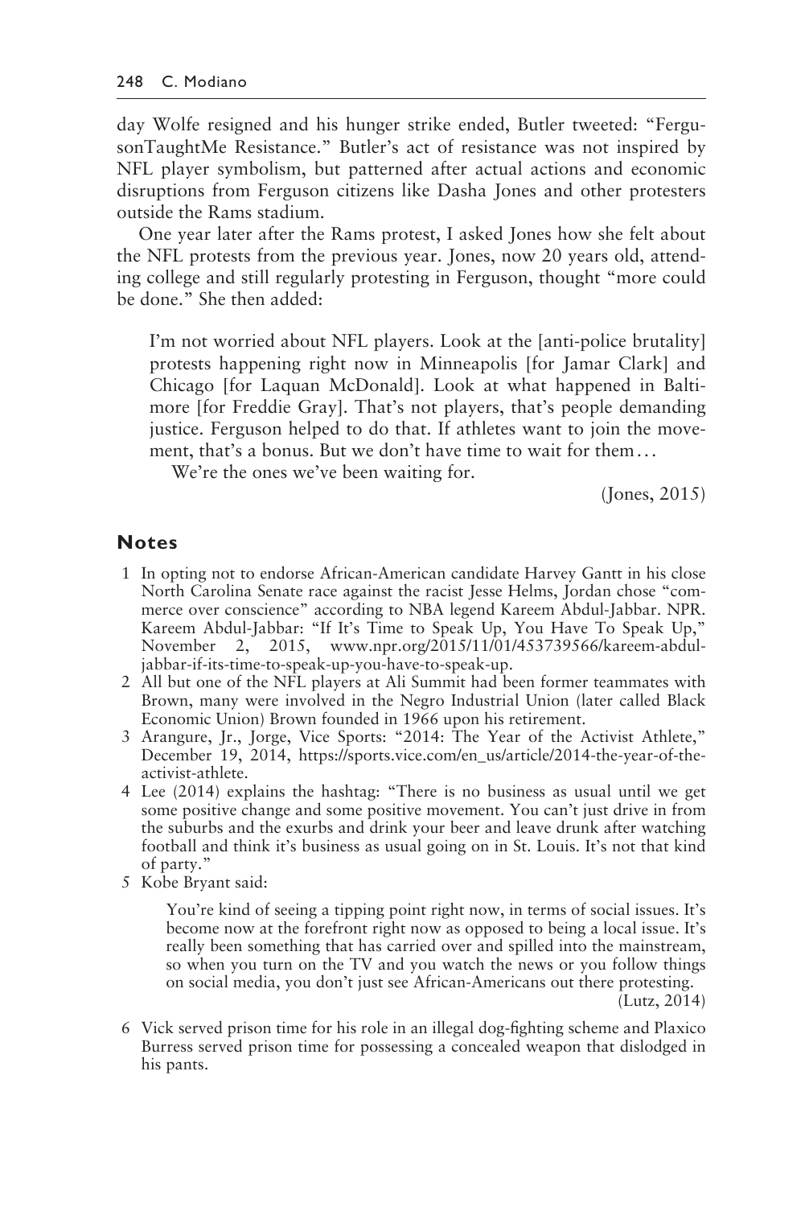day Wolfe resigned and his hunger strike ended, Butler tweeted: "FergusonTaughtMe Resistance." Butler's act of resistance was not inspired by NFL player symbolism, but patterned after actual actions and economic disruptions from Ferguson citizens like Dasha Jones and other protesters outside the Rams stadium.

One year later after the Rams protest, I asked Jones how she felt about the NFL protests from the previous year. Jones, now 20 years old, attending college and still regularly protesting in Ferguson, thought "more could be done." She then added:

> I'm not worried about NFL players. Look at the [anti-police brutality] protests happening right now in Minneapolis [for Jamar Clark] and Chicago [for Laquan McDonald]. Look at what happened in Baltimore [for Freddie Gray]. That's not players, that's people demanding justice. Ferguson helped to do that. If athletes want to join the movement, that's a bonus. But we don't have time to wait for them…
>
> We're the ones we've been waiting for.
>
> (Jones, 2015)

## Notes

1. In opting not to endorse African-American candidate Harvey Gantt in his close North Carolina Senate race against the racist Jesse Helms, Jordan chose "commerce over conscience" according to NBA legend Kareem Abdul-Jabbar. NPR. Kareem Abdul-Jabbar: "If It's Time to Speak Up, You Have To Speak Up," November 2, 2015, www.npr.org/2015/11/01/453739566/kareem-abdul-jabbar-if-its-time-to-speak-up-you-have-to-speak-up.
2. All but one of the NFL players at Ali Summit had been former teammates with Brown, many were involved in the Negro Industrial Union (later called Black Economic Union) Brown founded in 1966 upon his retirement.
3. Arangure, Jr., Jorge, Vice Sports: "2014: The Year of the Activist Athlete," December 19, 2014, https://sports.vice.com/en_us/article/2014-the-year-of-the-activist-athlete.
4. Lee (2014) explains the hashtag: "There is no business as usual until we get some positive change and some positive movement. You can't just drive in from the suburbs and the exurbs and drink your beer and leave drunk after watching football and think it's business as usual going on in St. Louis. It's not that kind of party."
5. Kobe Bryant said:

   > You're kind of seeing a tipping point right now, in terms of social issues. It's become now at the forefront right now as opposed to being a local issue. It's really been something that has carried over and spilled into the mainstream, so when you turn on the TV and you watch the news or you follow things on social media, you don't just see African-Americans out there protesting.
   >
   > (Lutz, 2014)

6. Vick served prison time for his role in an illegal dog-fighting scheme and Plaxico Burress served prison time for possessing a concealed weapon that dislodged in his pants.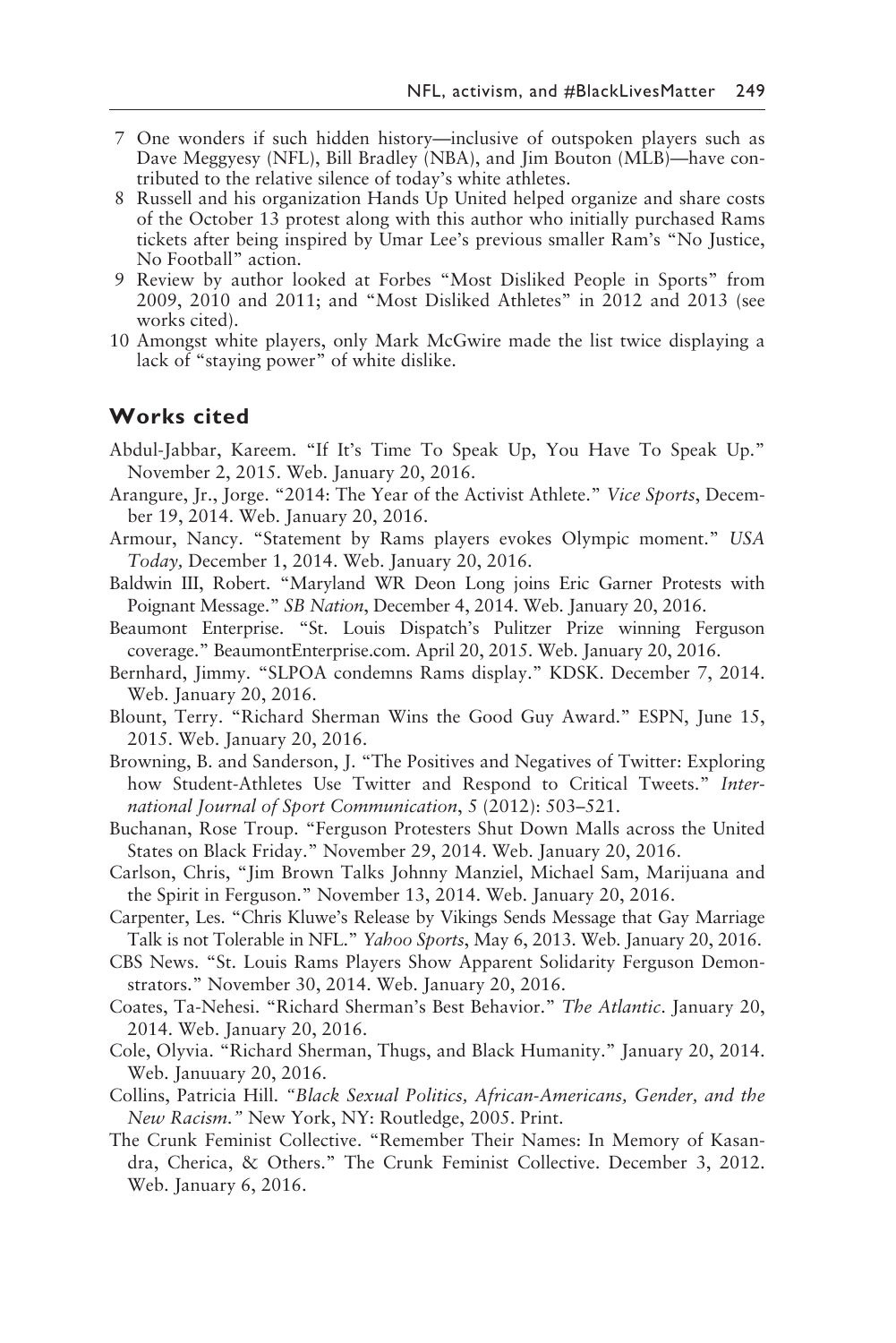7 One wonders if such hidden history—inclusive of outspoken players such as Dave Meggyesy (NFL), Bill Bradley (NBA), and Jim Bouton (MLB)—have contributed to the relative silence of today's white athletes.

8 Russell and his organization Hands Up United helped organize and share costs of the October 13 protest along with this author who initially purchased Rams tickets after being inspired by Umar Lee's previous smaller Ram's "No Justice, No Football" action.

9 Review by author looked at Forbes "Most Disliked People in Sports" from 2009, 2010 and 2011; and "Most Disliked Athletes" in 2012 and 2013 (see works cited).

10 Amongst white players, only Mark McGwire made the list twice displaying a lack of "staying power" of white dislike.

## Works cited

Abdul-Jabbar, Kareem. "If It's Time To Speak Up, You Have To Speak Up." November 2, 2015. Web. January 20, 2016.

Arangure, Jr., Jorge. "2014: The Year of the Activist Athlete." *Vice Sports*, December 19, 2014. Web. January 20, 2016.

Armour, Nancy. "Statement by Rams players evokes Olympic moment." *USA Today,* December 1, 2014. Web. January 20, 2016.

Baldwin III, Robert. "Maryland WR Deon Long joins Eric Garner Protests with Poignant Message." *SB Nation*, December 4, 2014. Web. January 20, 2016.

Beaumont Enterprise. "St. Louis Dispatch's Pulitzer Prize winning Ferguson coverage." BeaumontEnterprise.com. April 20, 2015. Web. January 20, 2016.

Bernhard, Jimmy. "SLPOA condemns Rams display." KDSK. December 7, 2014. Web. January 20, 2016.

Blount, Terry. "Richard Sherman Wins the Good Guy Award." ESPN, June 15, 2015. Web. January 20, 2016.

Browning, B. and Sanderson, J. "The Positives and Negatives of Twitter: Exploring how Student-Athletes Use Twitter and Respond to Critical Tweets." *International Journal of Sport Communication*, 5 (2012): 503–521.

Buchanan, Rose Troup. "Ferguson Protesters Shut Down Malls across the United States on Black Friday." November 29, 2014. Web. January 20, 2016.

Carlson, Chris, "Jim Brown Talks Johnny Manziel, Michael Sam, Marijuana and the Spirit in Ferguson." November 13, 2014. Web. January 20, 2016.

Carpenter, Les. "Chris Kluwe's Release by Vikings Sends Message that Gay Marriage Talk is not Tolerable in NFL." *Yahoo Sports*, May 6, 2013. Web. January 20, 2016.

CBS News. "St. Louis Rams Players Show Apparent Solidarity Ferguson Demonstrators." November 30, 2014. Web. January 20, 2016.

Coates, Ta-Nehesi. "Richard Sherman's Best Behavior." *The Atlantic*. January 20, 2014. Web. January 20, 2016.

Cole, Olyvia. "Richard Sherman, Thugs, and Black Humanity." January 20, 2014. Web. Januuary 20, 2016.

Collins, Patricia Hill. *"Black Sexual Politics, African-Americans, Gender, and the New Racism."* New York, NY: Routledge, 2005. Print.

The Crunk Feminist Collective. "Remember Their Names: In Memory of Kasandra, Cherica, & Others." The Crunk Feminist Collective. December 3, 2012. Web. January 6, 2016.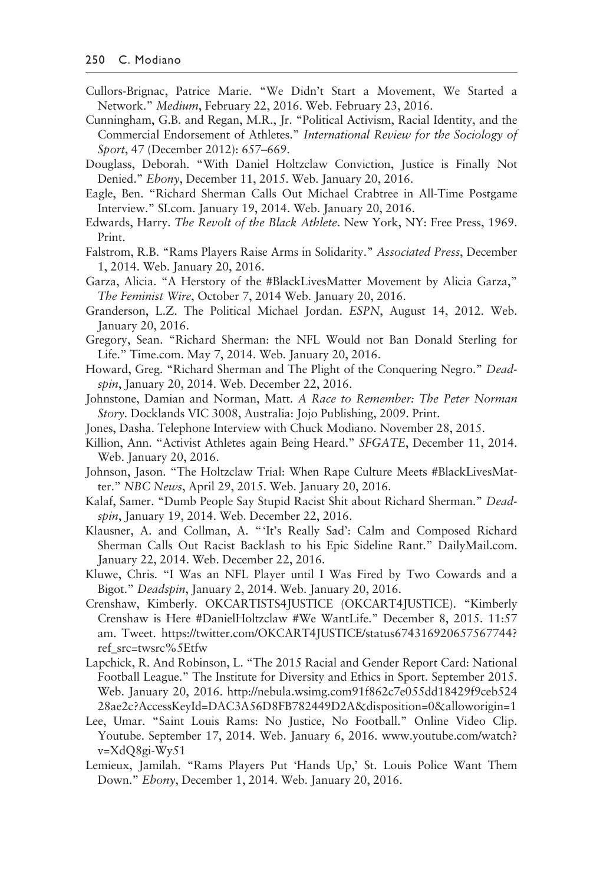Cullors-Brignac, Patrice Marie. "We Didn't Start a Movement, We Started a Network." *Medium*, February 22, 2016. Web. February 23, 2016.

Cunningham, G.B. and Regan, M.R., Jr. "Political Activism, Racial Identity, and the Commercial Endorsement of Athletes." *International Review for the Sociology of Sport*, 47 (December 2012): 657–669.

Douglass, Deborah. "With Daniel Holtzclaw Conviction, Justice is Finally Not Denied." *Ebony*, December 11, 2015. Web. January 20, 2016.

Eagle, Ben. "Richard Sherman Calls Out Michael Crabtree in All-Time Postgame Interview." SI.com. January 19, 2014. Web. January 20, 2016.

Edwards, Harry. *The Revolt of the Black Athlete*. New York, NY: Free Press, 1969. Print.

Falstrom, R.B. "Rams Players Raise Arms in Solidarity." *Associated Press*, December 1, 2014. Web. January 20, 2016.

Garza, Alicia. "A Herstory of the #BlackLivesMatter Movement by Alicia Garza," *The Feminist Wire*, October 7, 2014 Web. January 20, 2016.

Granderson, L.Z. The Political Michael Jordan. *ESPN*, August 14, 2012. Web. January 20, 2016.

Gregory, Sean. "Richard Sherman: the NFL Would not Ban Donald Sterling for Life." Time.com. May 7, 2014. Web. January 20, 2016.

Howard, Greg. "Richard Sherman and The Plight of the Conquering Negro." *Deadspin*, January 20, 2014. Web. December 22, 2016.

Johnstone, Damian and Norman, Matt. *A Race to Remember: The Peter Norman Story*. Docklands VIC 3008, Australia: Jojo Publishing, 2009. Print.

Jones, Dasha. Telephone Interview with Chuck Modiano. November 28, 2015.

Killion, Ann. "Activist Athletes again Being Heard." *SFGATE*, December 11, 2014. Web. January 20, 2016.

Johnson, Jason. "The Holtzclaw Trial: When Rape Culture Meets #BlackLivesMatter." *NBC News*, April 29, 2015. Web. January 20, 2016.

Kalaf, Samer. "Dumb People Say Stupid Racist Shit about Richard Sherman." *Deadspin*, January 19, 2014. Web. December 22, 2016.

Klausner, A. and Collman, A. "'It's Really Sad': Calm and Composed Richard Sherman Calls Out Racist Backlash to his Epic Sideline Rant." DailyMail.com. January 22, 2014. Web. December 22, 2016.

Kluwe, Chris. "I Was an NFL Player until I Was Fired by Two Cowards and a Bigot." *Deadspin*, January 2, 2014. Web. January 20, 2016.

Crenshaw, Kimberly. OKCARTISTS4JUSTICE (OKCART4JUSTICE). "Kimberly Crenshaw is Here #DanielHoltzclaw #We WantLife." December 8, 2015. 11:57 am. Tweet. https://twitter.com/OKCART4JUSTICE/status674316920657567744?ref_src=twsrc%5Etfw

Lapchick, R. And Robinson, L. "The 2015 Racial and Gender Report Card: National Football League." The Institute for Diversity and Ethics in Sport. September 2015. Web. January 20, 2016. http://nebula.wsimg.com91f862c7e055dd18429f9ceb524 28ae2c?AccessKeyId=DAC3A56D8FB782449D2A&disposition=0&alloworigin=1

Lee, Umar. "Saint Louis Rams: No Justice, No Football." Online Video Clip. Youtube. September 17, 2014. Web. January 6, 2016. www.youtube.com/watch?v=XdQ8gi-Wy51

Lemieux, Jamilah. "Rams Players Put 'Hands Up,' St. Louis Police Want Them Down." *Ebony*, December 1, 2014. Web. January 20, 2016.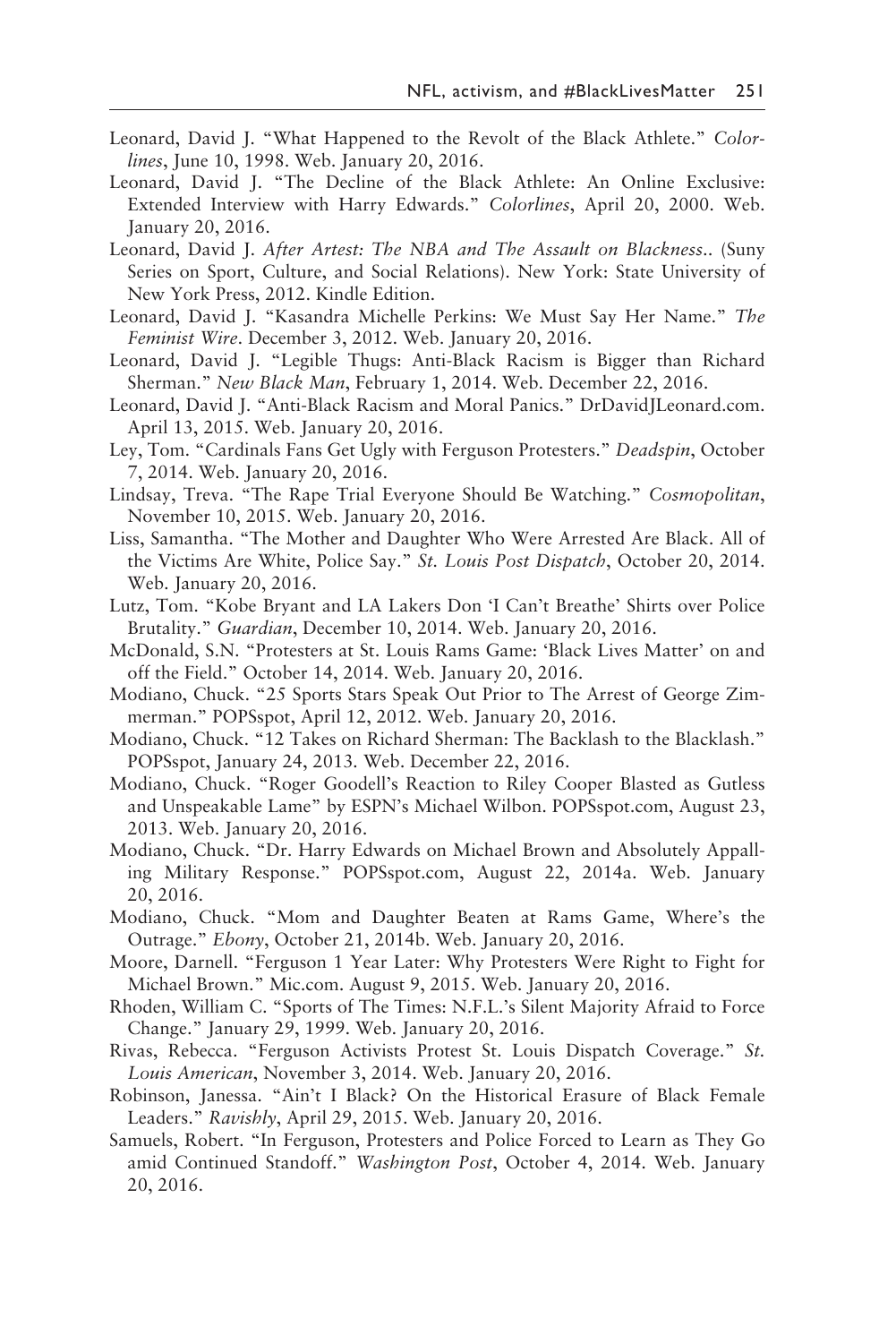Leonard, David J. "What Happened to the Revolt of the Black Athlete." *Colorlines*, June 10, 1998. Web. January 20, 2016.

Leonard, David J. "The Decline of the Black Athlete: An Online Exclusive: Extended Interview with Harry Edwards." *Colorlines*, April 20, 2000. Web. January 20, 2016.

Leonard, David J. *After Artest: The NBA and The Assault on Blackness*.. (Suny Series on Sport, Culture, and Social Relations). New York: State University of New York Press, 2012. Kindle Edition.

Leonard, David J. "Kasandra Michelle Perkins: We Must Say Her Name." *The Feminist Wire*. December 3, 2012. Web. January 20, 2016.

Leonard, David J. "Legible Thugs: Anti-Black Racism is Bigger than Richard Sherman." *New Black Man*, February 1, 2014. Web. December 22, 2016.

Leonard, David J. "Anti-Black Racism and Moral Panics." DrDavidJLeonard.com. April 13, 2015. Web. January 20, 2016.

Ley, Tom. "Cardinals Fans Get Ugly with Ferguson Protesters." *Deadspin*, October 7, 2014. Web. January 20, 2016.

Lindsay, Treva. "The Rape Trial Everyone Should Be Watching." *Cosmopolitan*, November 10, 2015. Web. January 20, 2016.

Liss, Samantha. "The Mother and Daughter Who Were Arrested Are Black. All of the Victims Are White, Police Say." *St. Louis Post Dispatch*, October 20, 2014. Web. January 20, 2016.

Lutz, Tom. "Kobe Bryant and LA Lakers Don 'I Can't Breathe' Shirts over Police Brutality." *Guardian*, December 10, 2014. Web. January 20, 2016.

McDonald, S.N. "Protesters at St. Louis Rams Game: 'Black Lives Matter' on and off the Field." October 14, 2014. Web. January 20, 2016.

Modiano, Chuck. "25 Sports Stars Speak Out Prior to The Arrest of George Zimmerman." POPSspot, April 12, 2012. Web. January 20, 2016.

Modiano, Chuck. "12 Takes on Richard Sherman: The Backlash to the Blacklash." POPSspot, January 24, 2013. Web. December 22, 2016.

Modiano, Chuck. "Roger Goodell's Reaction to Riley Cooper Blasted as Gutless and Unspeakable Lame" by ESPN's Michael Wilbon. POPSspot.com, August 23, 2013. Web. January 20, 2016.

Modiano, Chuck. "Dr. Harry Edwards on Michael Brown and Absolutely Appalling Military Response." POPSspot.com, August 22, 2014a. Web. January 20, 2016.

Modiano, Chuck. "Mom and Daughter Beaten at Rams Game, Where's the Outrage." *Ebony*, October 21, 2014b. Web. January 20, 2016.

Moore, Darnell. "Ferguson 1 Year Later: Why Protesters Were Right to Fight for Michael Brown." Mic.com. August 9, 2015. Web. January 20, 2016.

Rhoden, William C. "Sports of The Times: N.F.L.'s Silent Majority Afraid to Force Change." January 29, 1999. Web. January 20, 2016.

Rivas, Rebecca. "Ferguson Activists Protest St. Louis Dispatch Coverage." *St. Louis American*, November 3, 2014. Web. January 20, 2016.

Robinson, Janessa. "Ain't I Black? On the Historical Erasure of Black Female Leaders." *Ravishly*, April 29, 2015. Web. January 20, 2016.

Samuels, Robert. "In Ferguson, Protesters and Police Forced to Learn as They Go amid Continued Standoff." *Washington Post*, October 4, 2014. Web. January 20, 2016.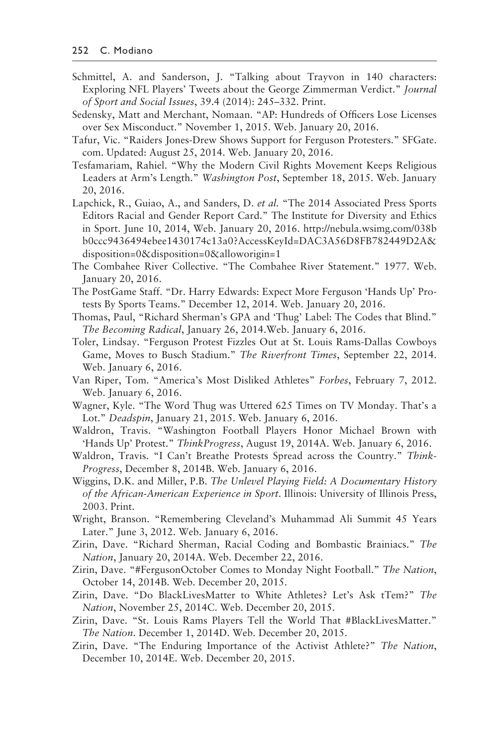Schmittel, A. and Sanderson, J. "Talking about Trayvon in 140 characters: Exploring NFL Players' Tweets about the George Zimmerman Verdict." *Journal of Sport and Social Issues*, 39.4 (2014): 245–332. Print.

Sedensky, Matt and Merchant, Nomaan. "AP: Hundreds of Officers Lose Licenses over Sex Misconduct." November 1, 2015. Web. January 20, 2016.

Tafur, Vic. "Raiders Jones-Drew Shows Support for Ferguson Protesters." SFGate.com. Updated: August 25, 2014. Web. January 20, 2016.

Tesfamariam, Rahiel. "Why the Modern Civil Rights Movement Keeps Religious Leaders at Arm's Length." *Washington Post*, September 18, 2015. Web. January 20, 2016.

Lapchick, R., Guiao, A., and Sanders, D. *et al.* "The 2014 Associated Press Sports Editors Racial and Gender Report Card." The Institute for Diversity and Ethics in Sport. June 10, 2014, Web. January 20, 2016. http://nebula.wsimg.com/038bb0ccc9436494ebee1430174c13a0?AccessKeyId=DAC3A56D8FB782449D2A&disposition=0&disposition=0&alloworigin=1

The Combahee River Collective. "The Combahee River Statement." 1977. Web. January 20, 2016.

The PostGame Staff. "Dr. Harry Edwards: Expect More Ferguson 'Hands Up' Protests By Sports Teams." December 12, 2014. Web. January 20, 2016.

Thomas, Paul, "Richard Sherman's GPA and 'Thug' Label: The Codes that Blind." *The Becoming Radical*, January 26, 2014.Web. January 6, 2016.

Toler, Lindsay. "Ferguson Protest Fizzles Out at St. Louis Rams-Dallas Cowboys Game, Moves to Busch Stadium." *The Riverfront Times*, September 22, 2014. Web. January 6, 2016.

Van Riper, Tom. "America's Most Disliked Athletes" *Forbes*, February 7, 2012. Web. January 6, 2016.

Wagner, Kyle. "The Word Thug was Uttered 625 Times on TV Monday. That's a Lot." *Deadspin*, January 21, 2015. Web. January 6, 2016.

Waldron, Travis. "Washington Football Players Honor Michael Brown with 'Hands Up' Protest." *ThinkProgress*, August 19, 2014A. Web. January 6, 2016.

Waldron, Travis. "I Can't Breathe Protests Spread across the Country." *ThinkProgress*, December 8, 2014B. Web. January 6, 2016.

Wiggins, D.K. and Miller, P.B. *The Unlevel Playing Field: A Documentary History of the African-American Experience in Sport*. Illinois: University of Illinois Press, 2003. Print.

Wright, Branson. "Remembering Cleveland's Muhammad Ali Summit 45 Years Later." June 3, 2012. Web. January 6, 2016.

Zirin, Dave. "Richard Sherman, Racial Coding and Bombastic Brainiacs." *The Nation*, January 20, 2014A. Web. December 22, 2016.

Zirin, Dave. "#FergusonOctober Comes to Monday Night Football." *The Nation*, October 14, 2014B. Web. December 20, 2015.

Zirin, Dave. "Do BlackLivesMatter to White Athletes? Let's Ask tTem?" *The Nation*, November 25, 2014C. Web. December 20, 2015.

Zirin, Dave. "St. Louis Rams Players Tell the World That #BlackLivesMatter." *The Nation*. December 1, 2014D. Web. December 20, 2015.

Zirin, Dave. "The Enduring Importance of the Activist Athlete?" *The Nation*, December 10, 2014E. Web. December 20, 2015.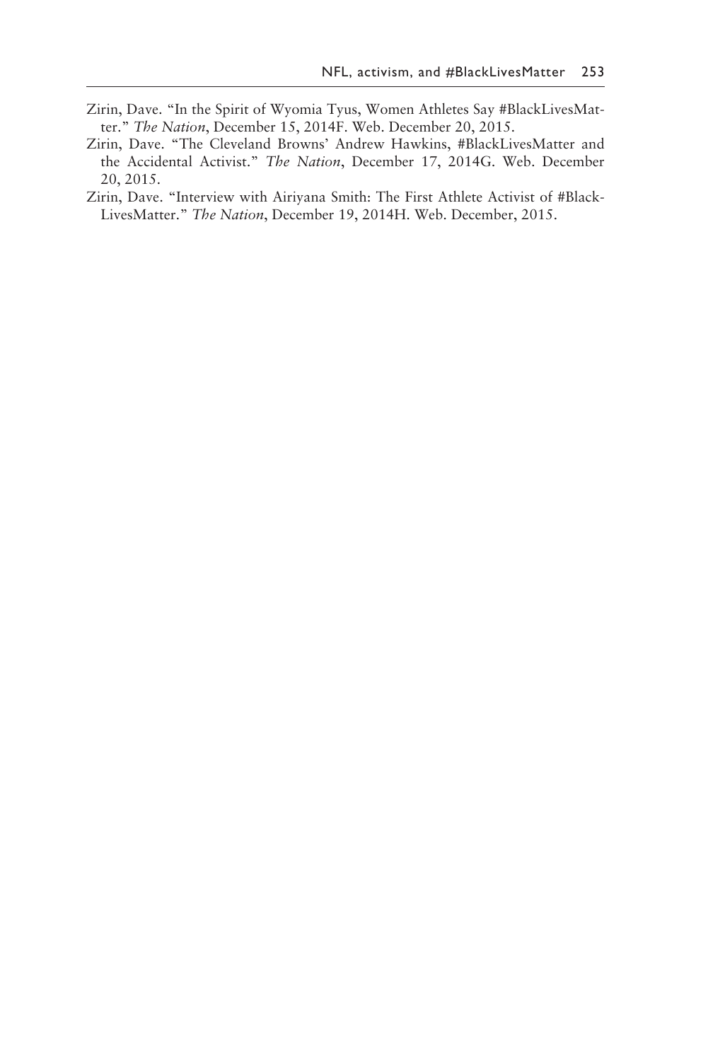Zirin, Dave. "In the Spirit of Wyomia Tyus, Women Athletes Say #BlackLivesMatter." *The Nation*, December 15, 2014F. Web. December 20, 2015.

Zirin, Dave. "The Cleveland Browns' Andrew Hawkins, #BlackLivesMatter and the Accidental Activist." *The Nation*, December 17, 2014G. Web. December 20, 2015.

Zirin, Dave. "Interview with Airiyana Smith: The First Athlete Activist of #BlackLivesMatter." *The Nation*, December 19, 2014H. Web. December, 2015.